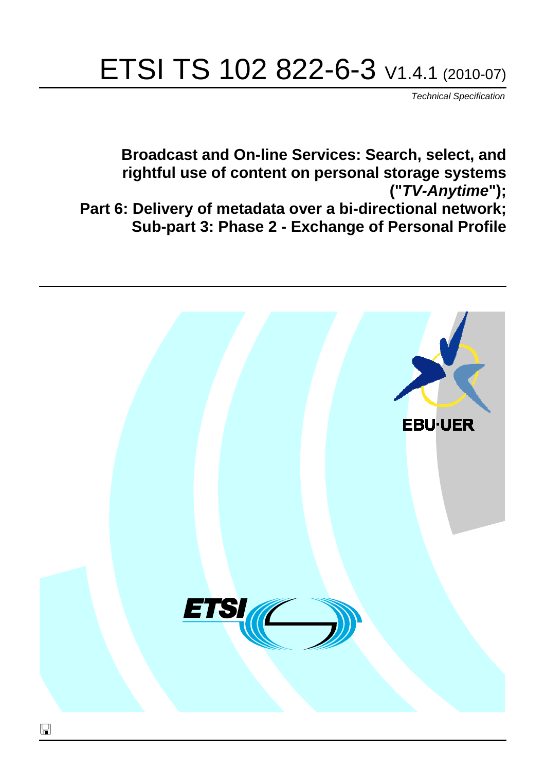# ETSI TS 102 822-6-3 V1.4.1 (2010-07)

*Technical Specification*

**Broadcast and On-line Services: Search, select, and rightful use of content on personal storage systems ("*TV-Anytime*"); Part 6: Delivery of metadata over a bi-directional network; Sub-part 3: Phase 2 - Exchange of Personal Profile**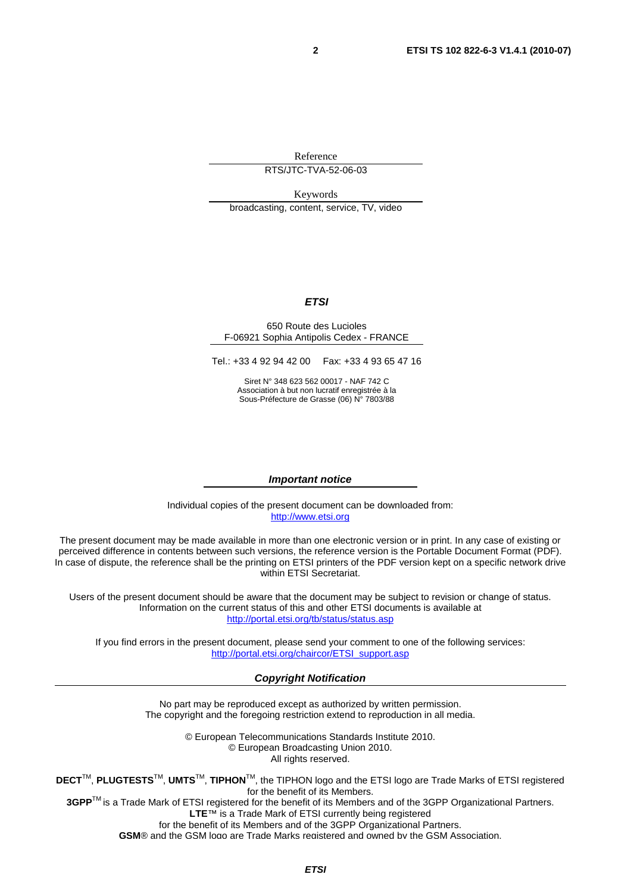Reference

RTS/JTC-TVA-52-06-03

Keywords

broadcasting, content, service, TV, video

***ETSI***

650 Route des Lucioles
F-06921 Sophia Antipolis Cedex - FRANCE

Tel.: +33 4 92 94 42 00 Fax: +33 4 93 65 47 16

Siret N° 348 623 562 00017 - NAF 742 C
Association à but non lucratif enregistrée à la
Sous-Préfecture de Grasse (06) N° 7803/88

***Important notice***

Individual copies of the present document can be downloaded from:
http://www.etsi.org

The present document may be made available in more than one electronic version or in print. In any case of existing or perceived difference in contents between such versions, the reference version is the Portable Document Format (PDF). In case of dispute, the reference shall be the printing on ETSI printers of the PDF version kept on a specific network drive within ETSI Secretariat.

Users of the present document should be aware that the document may be subject to revision or change of status. Information on the current status of this and other ETSI documents is available at
http://portal.etsi.org/tb/status/status.asp

If you find errors in the present document, please send your comment to one of the following services:
http://portal.etsi.org/chaircor/ETSI_support.asp

***Copyright Notification***

No part may be reproduced except as authorized by written permission.
The copyright and the foregoing restriction extend to reproduction in all media.

© European Telecommunications Standards Institute 2010.
© European Broadcasting Union 2010.
All rights reserved.

**DECT**™, **PLUGTESTS**™, **UMTS**™, **TIPHON**™, the TIPHON logo and the ETSI logo are Trade Marks of ETSI registered for the benefit of its Members.
**3GPP**™ is a Trade Mark of ETSI registered for the benefit of its Members and of the 3GPP Organizational Partners.
**LTE**™ is a Trade Mark of ETSI currently being registered
for the benefit of its Members and of the 3GPP Organizational Partners.
**GSM**® and the GSM logo are Trade Marks registered and owned by the GSM Association.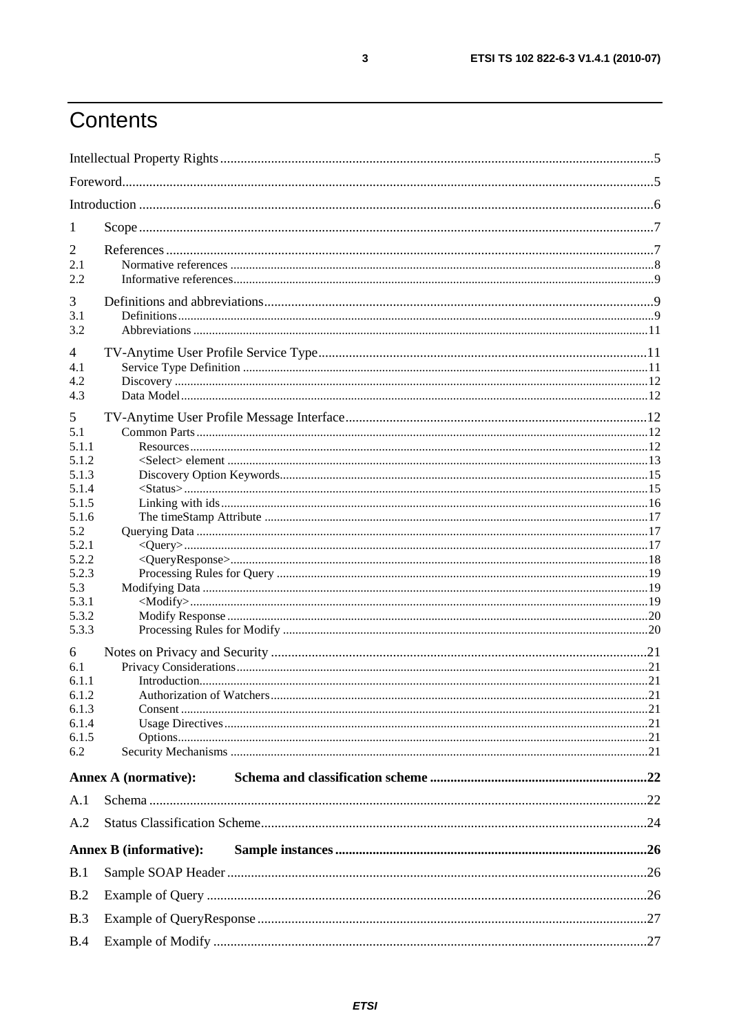# Contents

Intellectual Property Rights ..........5

Foreword..........5

Introduction ..........6

1 Scope..........7

2 References..........7

2.1 Normative references ..........8

2.2 Informative references..........9

3 Definitions and abbreviations..........9

3.1 Definitions..........9

3.2 Abbreviations ..........11

4 TV-Anytime User Profile Service Type..........11

4.1 Service Type Definition ..........11

4.2 Discovery ..........12

4.3 Data Model..........12

5 TV-Anytime User Profile Message Interface..........12

5.1 Common Parts..........12

5.1.1 Resources..........12

5.1.2 <Select> element ..........13

5.1.3 Discovery Option Keywords..........15

5.1.4 <Status>..........15

5.1.5 Linking with ids..........16

5.1.6 The timeStamp Attribute ..........17

5.2 Querying Data ..........17

5.2.1 <Query>..........17

5.2.2 <QueryResponse>..........18

5.2.3 Processing Rules for Query ..........19

5.3 Modifying Data ..........19

5.3.1 <Modify>..........19

5.3.2 Modify Response ..........20

5.3.3 Processing Rules for Modify ..........20

6 Notes on Privacy and Security ..........21

6.1 Privacy Considerations..........21

6.1.1 Introduction..........21

6.1.2 Authorization of Watchers..........21

6.1.3 Consent ..........21

6.1.4 Usage Directives..........21

6.1.5 Options..........21

6.2 Security Mechanisms ..........21

**Annex A (normative): Schema and classification scheme ..........22**

A.1 Schema ..........22

A.2 Status Classification Scheme..........24

**Annex B (informative): Sample instances ..........26**

B.1 Sample SOAP Header ..........26

B.2 Example of Query ..........26

B.3 Example of QueryResponse ..........27

B.4 Example of Modify ..........27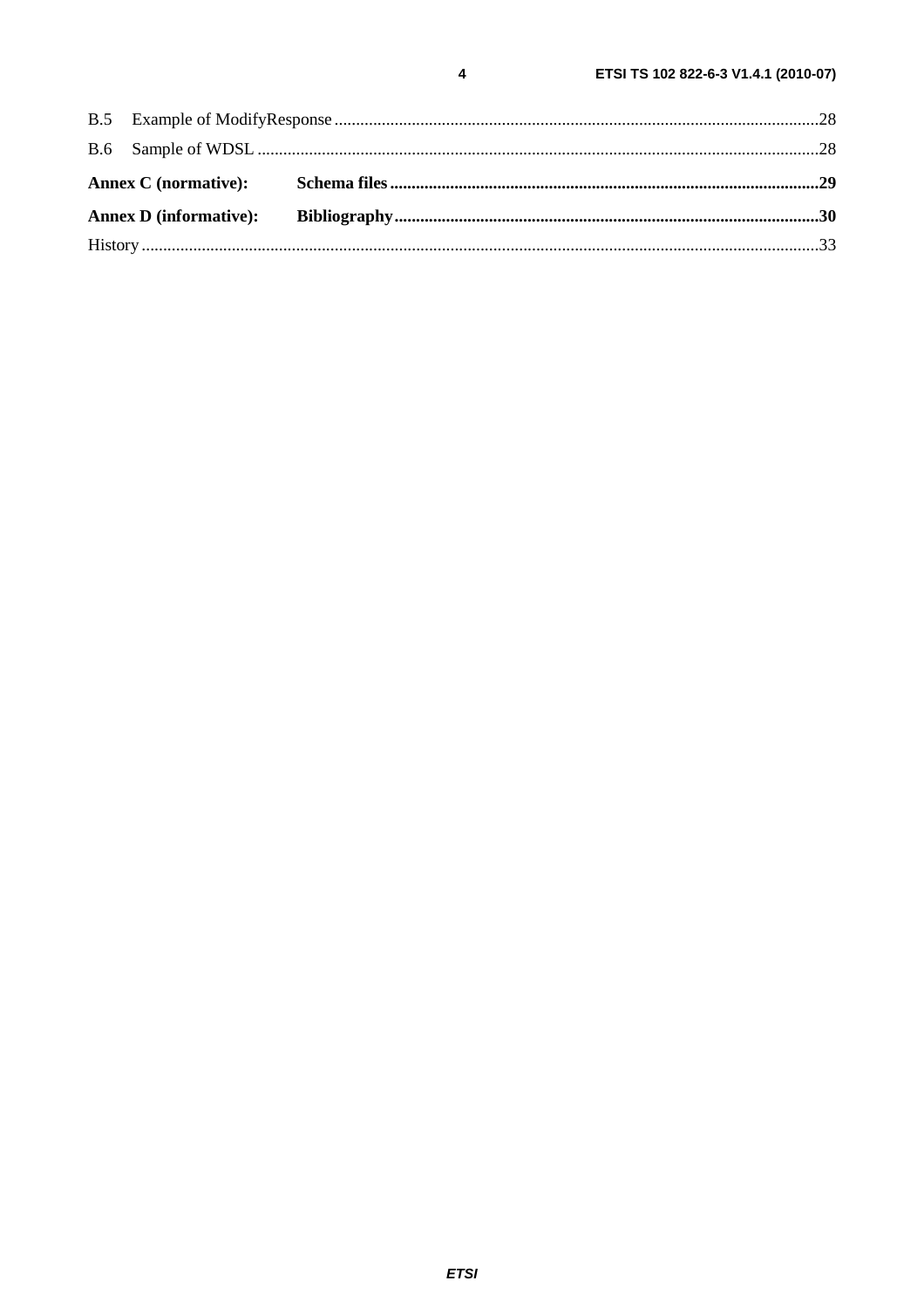B.5 Example of ModifyResponse ....................................................................................................................28

B.6 Sample of WDSL ....................................................................................................................................28

**Annex C (normative): Schema files ...........................................................................................................29**

**Annex D (informative): Bibliography ..........................................................................................................30**

History ..............................................................................................................................................................33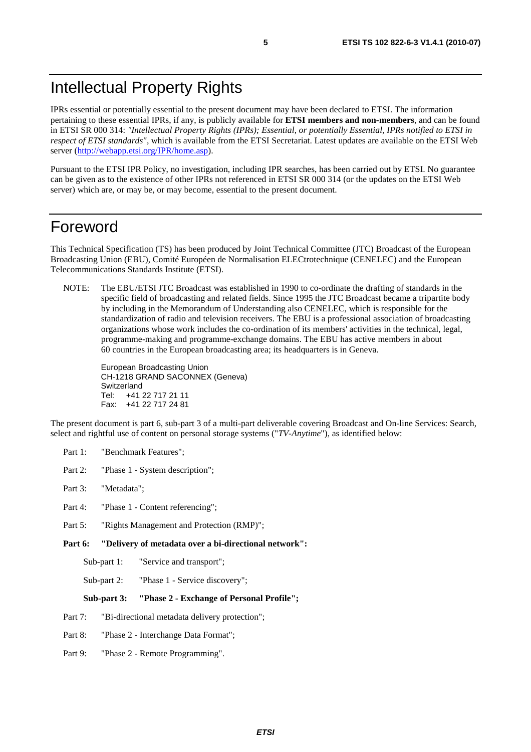# Intellectual Property Rights

IPRs essential or potentially essential to the present document may have been declared to ETSI. The information pertaining to these essential IPRs, if any, is publicly available for **ETSI members and non-members**, and can be found in ETSI SR 000 314: *"Intellectual Property Rights (IPRs); Essential, or potentially Essential, IPRs notified to ETSI in respect of ETSI standards"*, which is available from the ETSI Secretariat. Latest updates are available on the ETSI Web server (http://webapp.etsi.org/IPR/home.asp).

Pursuant to the ETSI IPR Policy, no investigation, including IPR searches, has been carried out by ETSI. No guarantee can be given as to the existence of other IPRs not referenced in ETSI SR 000 314 (or the updates on the ETSI Web server) which are, or may be, or may become, essential to the present document.

# Foreword

This Technical Specification (TS) has been produced by Joint Technical Committee (JTC) Broadcast of the European Broadcasting Union (EBU), Comité Européen de Normalisation ELECtrotechnique (CENELEC) and the European Telecommunications Standards Institute (ETSI).

NOTE: The EBU/ETSI JTC Broadcast was established in 1990 to co-ordinate the drafting of standards in the specific field of broadcasting and related fields. Since 1995 the JTC Broadcast became a tripartite body by including in the Memorandum of Understanding also CENELEC, which is responsible for the standardization of radio and television receivers. The EBU is a professional association of broadcasting organizations whose work includes the co-ordination of its members' activities in the technical, legal, programme-making and programme-exchange domains. The EBU has active members in about 60 countries in the European broadcasting area; its headquarters is in Geneva.

European Broadcasting Union
CH-1218 GRAND SACONNEX (Geneva)
Switzerland
Tel: +41 22 717 21 11
Fax: +41 22 717 24 81

The present document is part 6, sub-part 3 of a multi-part deliverable covering Broadcast and On-line Services: Search, select and rightful use of content on personal storage systems ("*TV-Anytime*"), as identified below:

Part 1: "Benchmark Features";

Part 2: "Phase 1 - System description";

Part 3: "Metadata";

Part 4: "Phase 1 - Content referencing";

Part 5: "Rights Management and Protection (RMP)";

**Part 6: "Delivery of metadata over a bi-directional network":**

Sub-part 1: "Service and transport";

Sub-part 2: "Phase 1 - Service discovery";

**Sub-part 3: "Phase 2 - Exchange of Personal Profile";**

Part 7: "Bi-directional metadata delivery protection";

Part 8: "Phase 2 - Interchange Data Format";

Part 9: "Phase 2 - Remote Programming".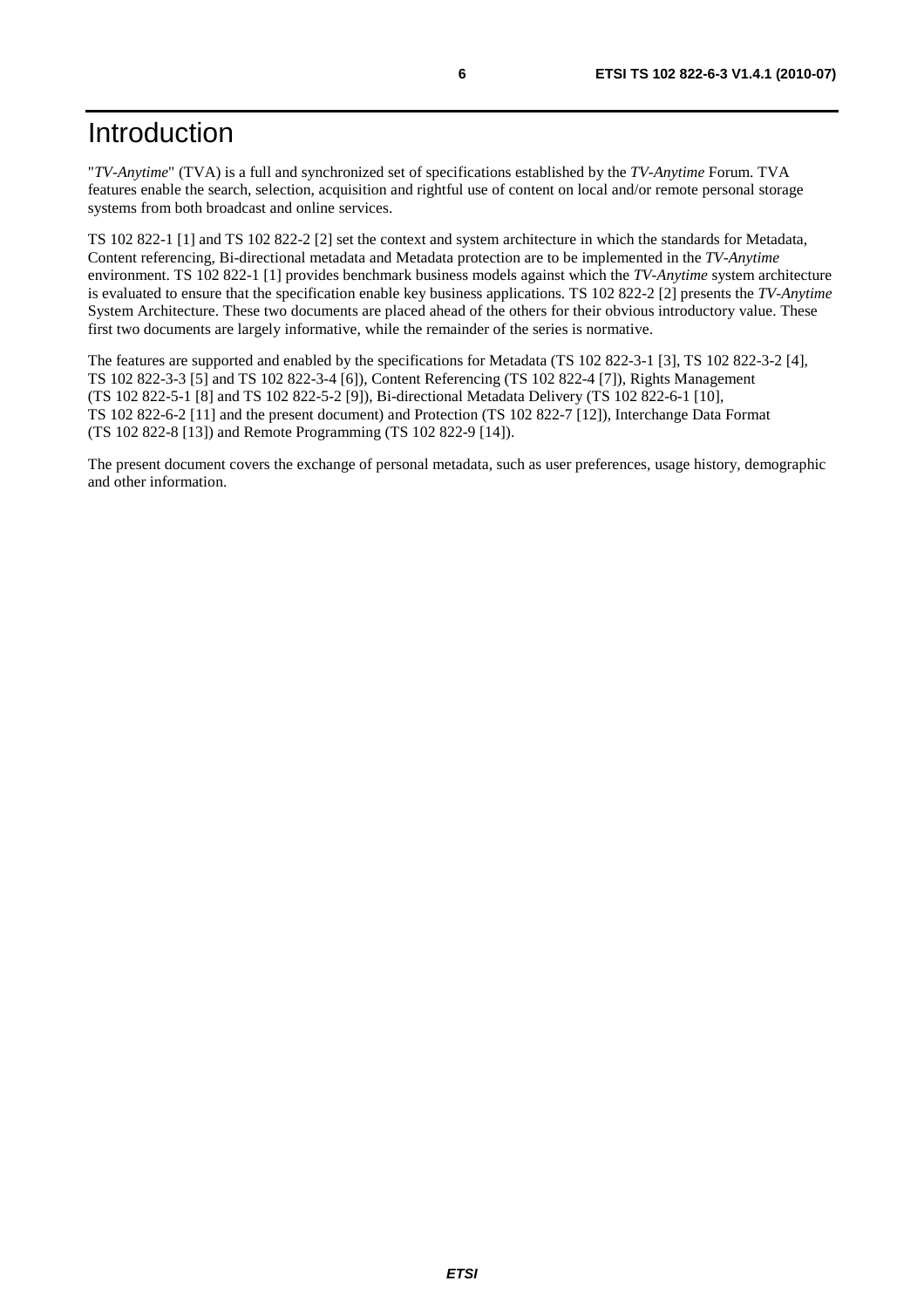# Introduction

"*TV-Anytime*" (TVA) is a full and synchronized set of specifications established by the *TV-Anytime* Forum. TVA features enable the search, selection, acquisition and rightful use of content on local and/or remote personal storage systems from both broadcast and online services.

TS 102 822-1 [1] and TS 102 822-2 [2] set the context and system architecture in which the standards for Metadata, Content referencing, Bi-directional metadata and Metadata protection are to be implemented in the *TV-Anytime* environment. TS 102 822-1 [1] provides benchmark business models against which the *TV-Anytime* system architecture is evaluated to ensure that the specification enable key business applications. TS 102 822-2 [2] presents the *TV-Anytime* System Architecture. These two documents are placed ahead of the others for their obvious introductory value. These first two documents are largely informative, while the remainder of the series is normative.

The features are supported and enabled by the specifications for Metadata (TS 102 822-3-1 [3], TS 102 822-3-2 [4], TS 102 822-3-3 [5] and TS 102 822-3-4 [6]), Content Referencing (TS 102 822-4 [7]), Rights Management (TS 102 822-5-1 [8] and TS 102 822-5-2 [9]), Bi-directional Metadata Delivery (TS 102 822-6-1 [10], TS 102 822-6-2 [11] and the present document) and Protection (TS 102 822-7 [12]), Interchange Data Format (TS 102 822-8 [13]) and Remote Programming (TS 102 822-9 [14]).

The present document covers the exchange of personal metadata, such as user preferences, usage history, demographic and other information.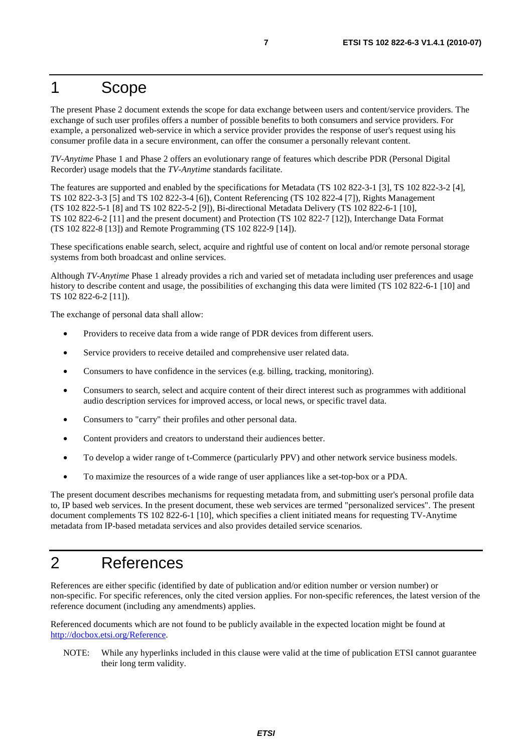# 1 Scope

The present Phase 2 document extends the scope for data exchange between users and content/service providers. The exchange of such user profiles offers a number of possible benefits to both consumers and service providers. For example, a personalized web-service in which a service provider provides the response of user's request using his consumer profile data in a secure environment, can offer the consumer a personally relevant content.

*TV-Anytime* Phase 1 and Phase 2 offers an evolutionary range of features which describe PDR (Personal Digital Recorder) usage models that the *TV-Anytime* standards facilitate.

The features are supported and enabled by the specifications for Metadata (TS 102 822-3-1 [3], TS 102 822-3-2 [4], TS 102 822-3-3 [5] and TS 102 822-3-4 [6]), Content Referencing (TS 102 822-4 [7]), Rights Management (TS 102 822-5-1 [8] and TS 102 822-5-2 [9]), Bi-directional Metadata Delivery (TS 102 822-6-1 [10], TS 102 822-6-2 [11] and the present document) and Protection (TS 102 822-7 [12]), Interchange Data Format (TS 102 822-8 [13]) and Remote Programming (TS 102 822-9 [14]).

These specifications enable search, select, acquire and rightful use of content on local and/or remote personal storage systems from both broadcast and online services.

Although *TV-Anytime* Phase 1 already provides a rich and varied set of metadata including user preferences and usage history to describe content and usage, the possibilities of exchanging this data were limited (TS 102 822-6-1 [10] and TS 102 822-6-2 [11]).

The exchange of personal data shall allow:

- Providers to receive data from a wide range of PDR devices from different users.
- Service providers to receive detailed and comprehensive user related data.
- Consumers to have confidence in the services (e.g. billing, tracking, monitoring).
- Consumers to search, select and acquire content of their direct interest such as programmes with additional audio description services for improved access, or local news, or specific travel data.
- Consumers to "carry" their profiles and other personal data.
- Content providers and creators to understand their audiences better.
- To develop a wider range of t-Commerce (particularly PPV) and other network service business models.
- To maximize the resources of a wide range of user appliances like a set-top-box or a PDA.

The present document describes mechanisms for requesting metadata from, and submitting user's personal profile data to, IP based web services. In the present document, these web services are termed "personalized services". The present document complements TS 102 822-6-1 [10], which specifies a client initiated means for requesting TV-Anytime metadata from IP-based metadata services and also provides detailed service scenarios.

# 2 References

References are either specific (identified by date of publication and/or edition number or version number) or non-specific. For specific references, only the cited version applies. For non-specific references, the latest version of the reference document (including any amendments) applies.

Referenced documents which are not found to be publicly available in the expected location might be found at http://docbox.etsi.org/Reference.

NOTE: While any hyperlinks included in this clause were valid at the time of publication ETSI cannot guarantee their long term validity.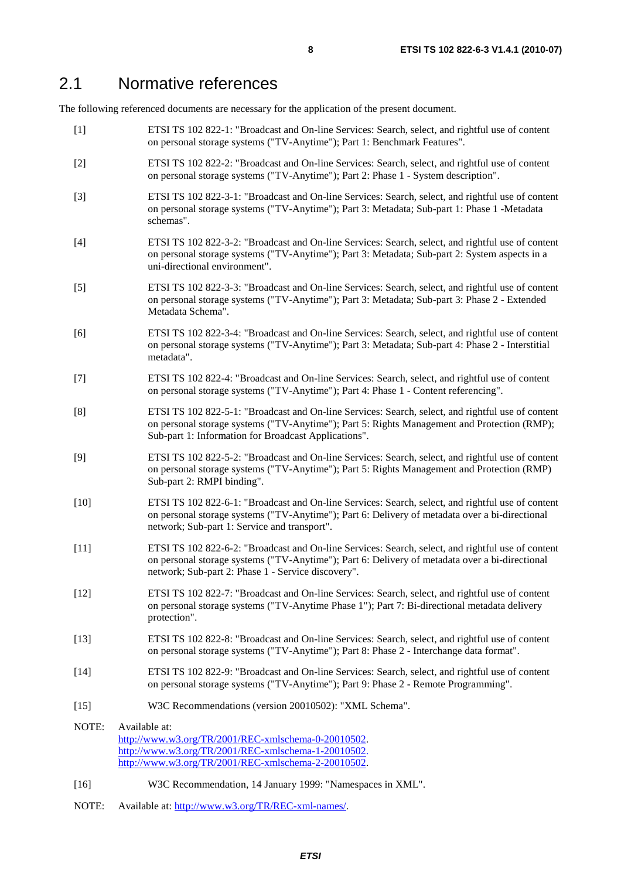## 2.1 Normative references

The following referenced documents are necessary for the application of the present document.

[1] ETSI TS 102 822-1: "Broadcast and On-line Services: Search, select, and rightful use of content on personal storage systems ("TV-Anytime"); Part 1: Benchmark Features".

[2] ETSI TS 102 822-2: "Broadcast and On-line Services: Search, select, and rightful use of content on personal storage systems ("TV-Anytime"); Part 2: Phase 1 - System description".

[3] ETSI TS 102 822-3-1: "Broadcast and On-line Services: Search, select, and rightful use of content on personal storage systems ("TV-Anytime"); Part 3: Metadata; Sub-part 1: Phase 1 -Metadata schemas".

[4] ETSI TS 102 822-3-2: "Broadcast and On-line Services: Search, select, and rightful use of content on personal storage systems ("TV-Anytime"); Part 3: Metadata; Sub-part 2: System aspects in a uni-directional environment".

[5] ETSI TS 102 822-3-3: "Broadcast and On-line Services: Search, select, and rightful use of content on personal storage systems ("TV-Anytime"); Part 3: Metadata; Sub-part 3: Phase 2 - Extended Metadata Schema".

[6] ETSI TS 102 822-3-4: "Broadcast and On-line Services: Search, select, and rightful use of content on personal storage systems ("TV-Anytime"); Part 3: Metadata; Sub-part 4: Phase 2 - Interstitial metadata".

[7] ETSI TS 102 822-4: "Broadcast and On-line Services: Search, select, and rightful use of content on personal storage systems ("TV-Anytime"); Part 4: Phase 1 - Content referencing".

[8] ETSI TS 102 822-5-1: "Broadcast and On-line Services: Search, select, and rightful use of content on personal storage systems ("TV-Anytime"); Part 5: Rights Management and Protection (RMP); Sub-part 1: Information for Broadcast Applications".

[9] ETSI TS 102 822-5-2: "Broadcast and On-line Services: Search, select, and rightful use of content on personal storage systems ("TV-Anytime"); Part 5: Rights Management and Protection (RMP) Sub-part 2: RMPI binding".

[10] ETSI TS 102 822-6-1: "Broadcast and On-line Services: Search, select, and rightful use of content on personal storage systems ("TV-Anytime"); Part 6: Delivery of metadata over a bi-directional network; Sub-part 1: Service and transport".

[11] ETSI TS 102 822-6-2: "Broadcast and On-line Services: Search, select, and rightful use of content on personal storage systems ("TV-Anytime"); Part 6: Delivery of metadata over a bi-directional network; Sub-part 2: Phase 1 - Service discovery".

[12] ETSI TS 102 822-7: "Broadcast and On-line Services: Search, select, and rightful use of content on personal storage systems ("TV-Anytime Phase 1"); Part 7: Bi-directional metadata delivery protection".

[13] ETSI TS 102 822-8: "Broadcast and On-line Services: Search, select, and rightful use of content on personal storage systems ("TV-Anytime"); Part 8: Phase 2 - Interchange data format".

[14] ETSI TS 102 822-9: "Broadcast and On-line Services: Search, select, and rightful use of content on personal storage systems ("TV-Anytime"); Part 9: Phase 2 - Remote Programming".

[15] W3C Recommendations (version 20010502): "XML Schema".

NOTE: Available at:
http://www.w3.org/TR/2001/REC-xmlschema-0-20010502.
http://www.w3.org/TR/2001/REC-xmlschema-1-20010502.
http://www.w3.org/TR/2001/REC-xmlschema-2-20010502.

[16] W3C Recommendation, 14 January 1999: "Namespaces in XML".

NOTE: Available at: http://www.w3.org/TR/REC-xml-names/.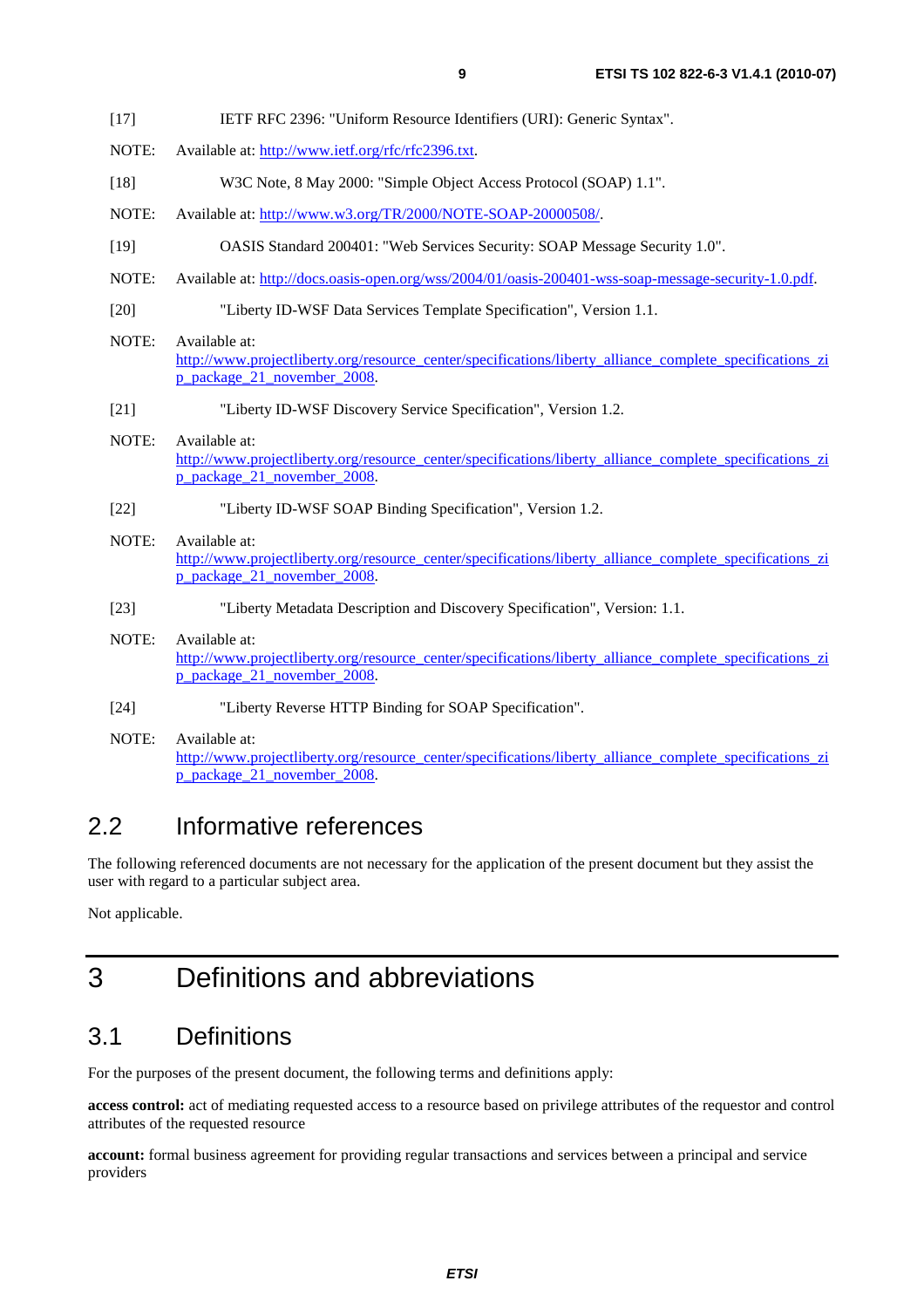[17] IETF RFC 2396: "Uniform Resource Identifiers (URI): Generic Syntax".

NOTE: Available at: http://www.ietf.org/rfc/rfc2396.txt.

[18] W3C Note, 8 May 2000: "Simple Object Access Protocol (SOAP) 1.1".

NOTE: Available at: http://www.w3.org/TR/2000/NOTE-SOAP-20000508/.

[19] OASIS Standard 200401: "Web Services Security: SOAP Message Security 1.0".

NOTE: Available at: http://docs.oasis-open.org/wss/2004/01/oasis-200401-wss-soap-message-security-1.0.pdf.

[20] "Liberty ID-WSF Data Services Template Specification", Version 1.1.

NOTE: Available at: http://www.projectliberty.org/resource_center/specifications/liberty_alliance_complete_specifications_zip_package_21_november_2008.

[21] "Liberty ID-WSF Discovery Service Specification", Version 1.2.

NOTE: Available at: http://www.projectliberty.org/resource_center/specifications/liberty_alliance_complete_specifications_zip_package_21_november_2008.

[22] "Liberty ID-WSF SOAP Binding Specification", Version 1.2.

NOTE: Available at: http://www.projectliberty.org/resource_center/specifications/liberty_alliance_complete_specifications_zip_package_21_november_2008.

[23] "Liberty Metadata Description and Discovery Specification", Version: 1.1.

NOTE: Available at: http://www.projectliberty.org/resource_center/specifications/liberty_alliance_complete_specifications_zip_package_21_november_2008.

[24] "Liberty Reverse HTTP Binding for SOAP Specification".

NOTE: Available at: http://www.projectliberty.org/resource_center/specifications/liberty_alliance_complete_specifications_zip_package_21_november_2008.

## 2.2 Informative references

The following referenced documents are not necessary for the application of the present document but they assist the user with regard to a particular subject area.

Not applicable.

# 3 Definitions and abbreviations

## 3.1 Definitions

For the purposes of the present document, the following terms and definitions apply:

**access control:** act of mediating requested access to a resource based on privilege attributes of the requestor and control attributes of the requested resource

**account:** formal business agreement for providing regular transactions and services between a principal and service providers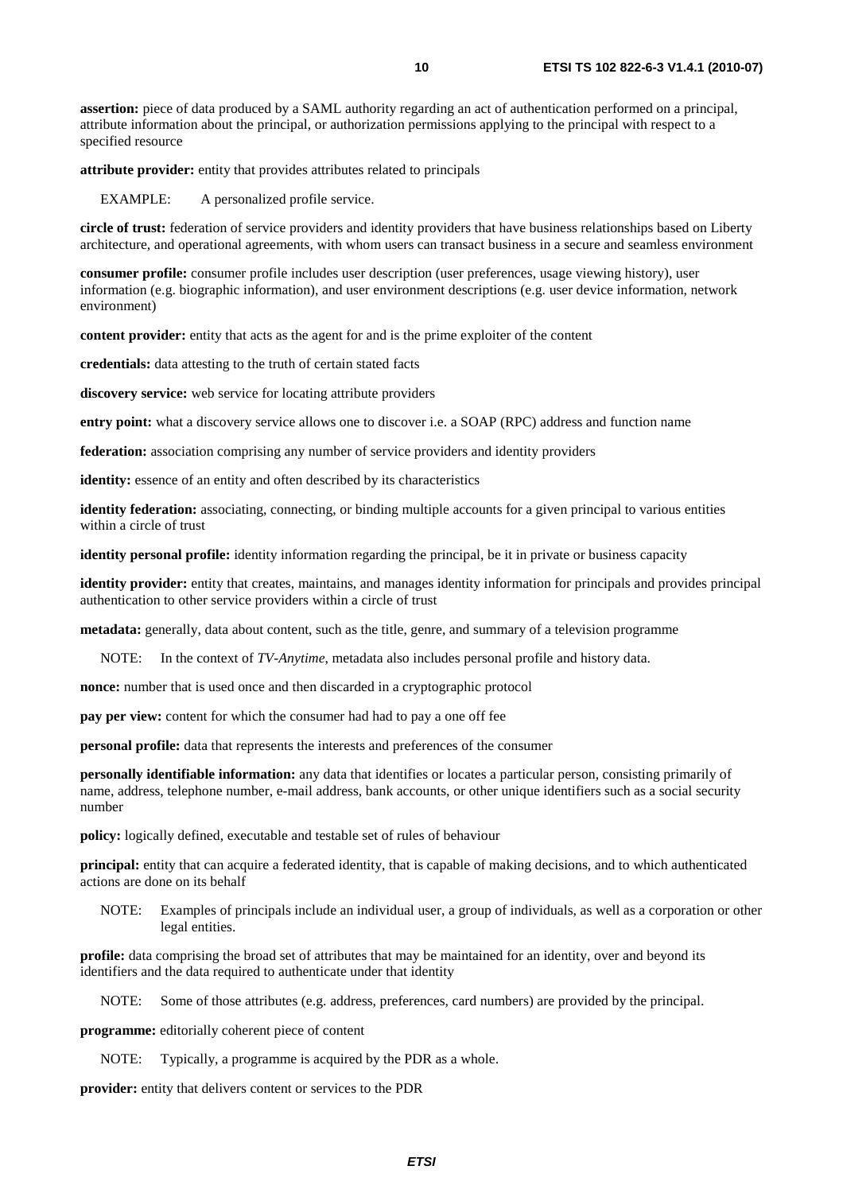**assertion:** piece of data produced by a SAML authority regarding an act of authentication performed on a principal, attribute information about the principal, or authorization permissions applying to the principal with respect to a specified resource

**attribute provider:** entity that provides attributes related to principals

EXAMPLE: A personalized profile service.

**circle of trust:** federation of service providers and identity providers that have business relationships based on Liberty architecture, and operational agreements, with whom users can transact business in a secure and seamless environment

**consumer profile:** consumer profile includes user description (user preferences, usage viewing history), user information (e.g. biographic information), and user environment descriptions (e.g. user device information, network environment)

**content provider:** entity that acts as the agent for and is the prime exploiter of the content

**credentials:** data attesting to the truth of certain stated facts

**discovery service:** web service for locating attribute providers

**entry point:** what a discovery service allows one to discover i.e. a SOAP (RPC) address and function name

**federation:** association comprising any number of service providers and identity providers

**identity:** essence of an entity and often described by its characteristics

**identity federation:** associating, connecting, or binding multiple accounts for a given principal to various entities within a circle of trust

**identity personal profile:** identity information regarding the principal, be it in private or business capacity

**identity provider:** entity that creates, maintains, and manages identity information for principals and provides principal authentication to other service providers within a circle of trust

**metadata:** generally, data about content, such as the title, genre, and summary of a television programme

NOTE: In the context of *TV-Anytime*, metadata also includes personal profile and history data.

**nonce:** number that is used once and then discarded in a cryptographic protocol

**pay per view:** content for which the consumer had had to pay a one off fee

**personal profile:** data that represents the interests and preferences of the consumer

**personally identifiable information:** any data that identifies or locates a particular person, consisting primarily of name, address, telephone number, e-mail address, bank accounts, or other unique identifiers such as a social security number

**policy:** logically defined, executable and testable set of rules of behaviour

**principal:** entity that can acquire a federated identity, that is capable of making decisions, and to which authenticated actions are done on its behalf

NOTE: Examples of principals include an individual user, a group of individuals, as well as a corporation or other legal entities.

**profile:** data comprising the broad set of attributes that may be maintained for an identity, over and beyond its identifiers and the data required to authenticate under that identity

NOTE: Some of those attributes (e.g. address, preferences, card numbers) are provided by the principal.

**programme:** editorially coherent piece of content

NOTE: Typically, a programme is acquired by the PDR as a whole.

**provider:** entity that delivers content or services to the PDR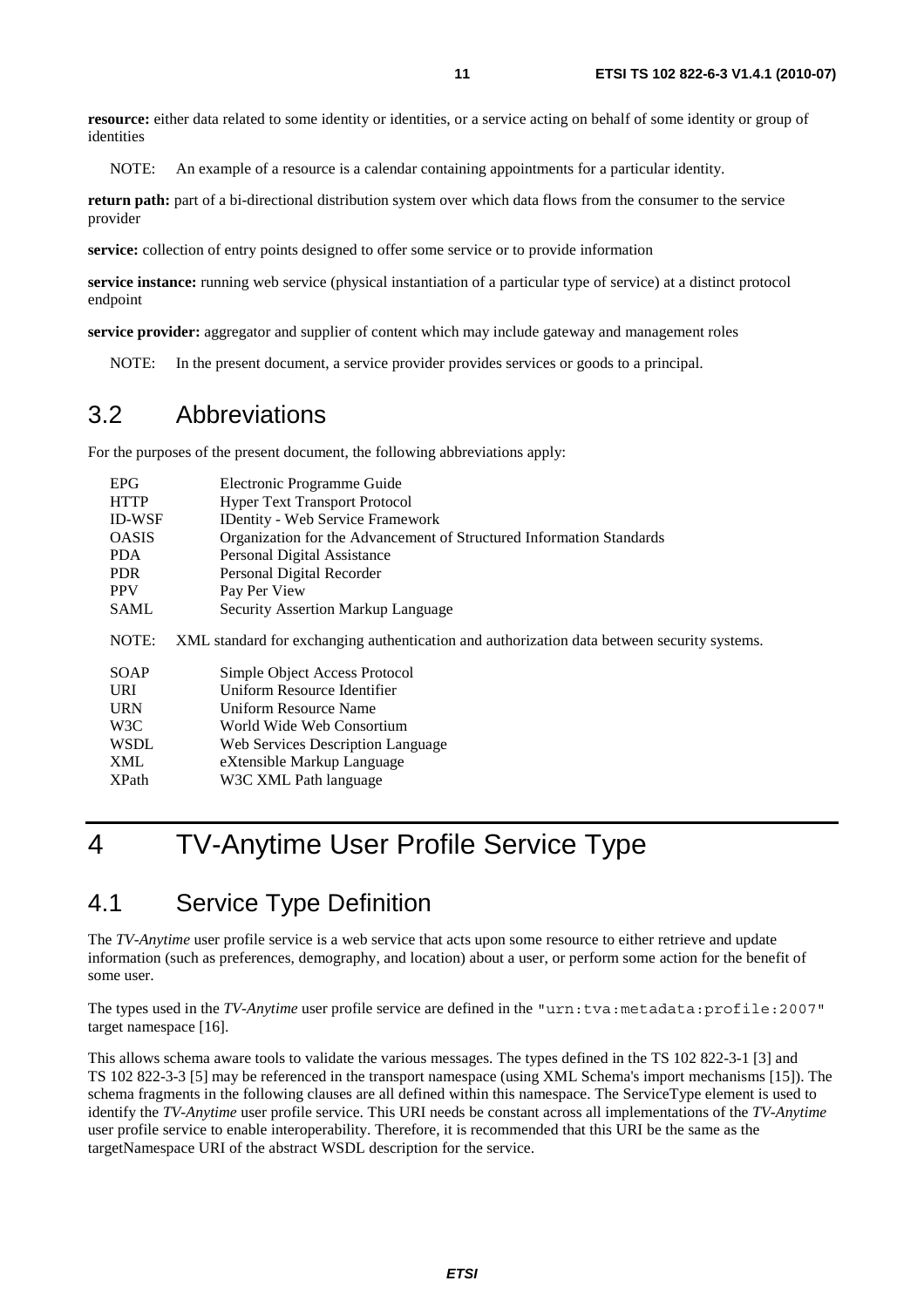**resource:** either data related to some identity or identities, or a service acting on behalf of some identity or group of identities

NOTE: An example of a resource is a calendar containing appointments for a particular identity.

**return path:** part of a bi-directional distribution system over which data flows from the consumer to the service provider

**service:** collection of entry points designed to offer some service or to provide information

**service instance:** running web service (physical instantiation of a particular type of service) at a distinct protocol endpoint

**service provider:** aggregator and supplier of content which may include gateway and management roles

NOTE: In the present document, a service provider provides services or goods to a principal.

## 3.2 Abbreviations

For the purposes of the present document, the following abbreviations apply:

| | |
|---|---|
| EPG | Electronic Programme Guide |
| HTTP | Hyper Text Transport Protocol |
| ID-WSF | IDentity - Web Service Framework |
| OASIS | Organization for the Advancement of Structured Information Standards |
| PDA | Personal Digital Assistance |
| PDR | Personal Digital Recorder |
| PPV | Pay Per View |
| SAML | Security Assertion Markup Language |

NOTE: XML standard for exchanging authentication and authorization data between security systems.

| | |
|---|---|
| SOAP | Simple Object Access Protocol |
| URI | Uniform Resource Identifier |
| URN | Uniform Resource Name |
| W3C | World Wide Web Consortium |
| WSDL | Web Services Description Language |
| XML | eXtensible Markup Language |
| XPath | W3C XML Path language |

# 4 TV-Anytime User Profile Service Type

## 4.1 Service Type Definition

The *TV-Anytime* user profile service is a web service that acts upon some resource to either retrieve and update information (such as preferences, demography, and location) about a user, or perform some action for the benefit of some user.

The types used in the *TV-Anytime* user profile service are defined in the `"urn:tva:metadata:profile:2007"` target namespace [16].

This allows schema aware tools to validate the various messages. The types defined in the TS 102 822-3-1 [3] and TS 102 822-3-3 [5] may be referenced in the transport namespace (using XML Schema's import mechanisms [15]). The schema fragments in the following clauses are all defined within this namespace. The ServiceType element is used to identify the *TV-Anytime* user profile service. This URI needs be constant across all implementations of the *TV-Anytime* user profile service to enable interoperability. Therefore, it is recommended that this URI be the same as the targetNamespace URI of the abstract WSDL description for the service.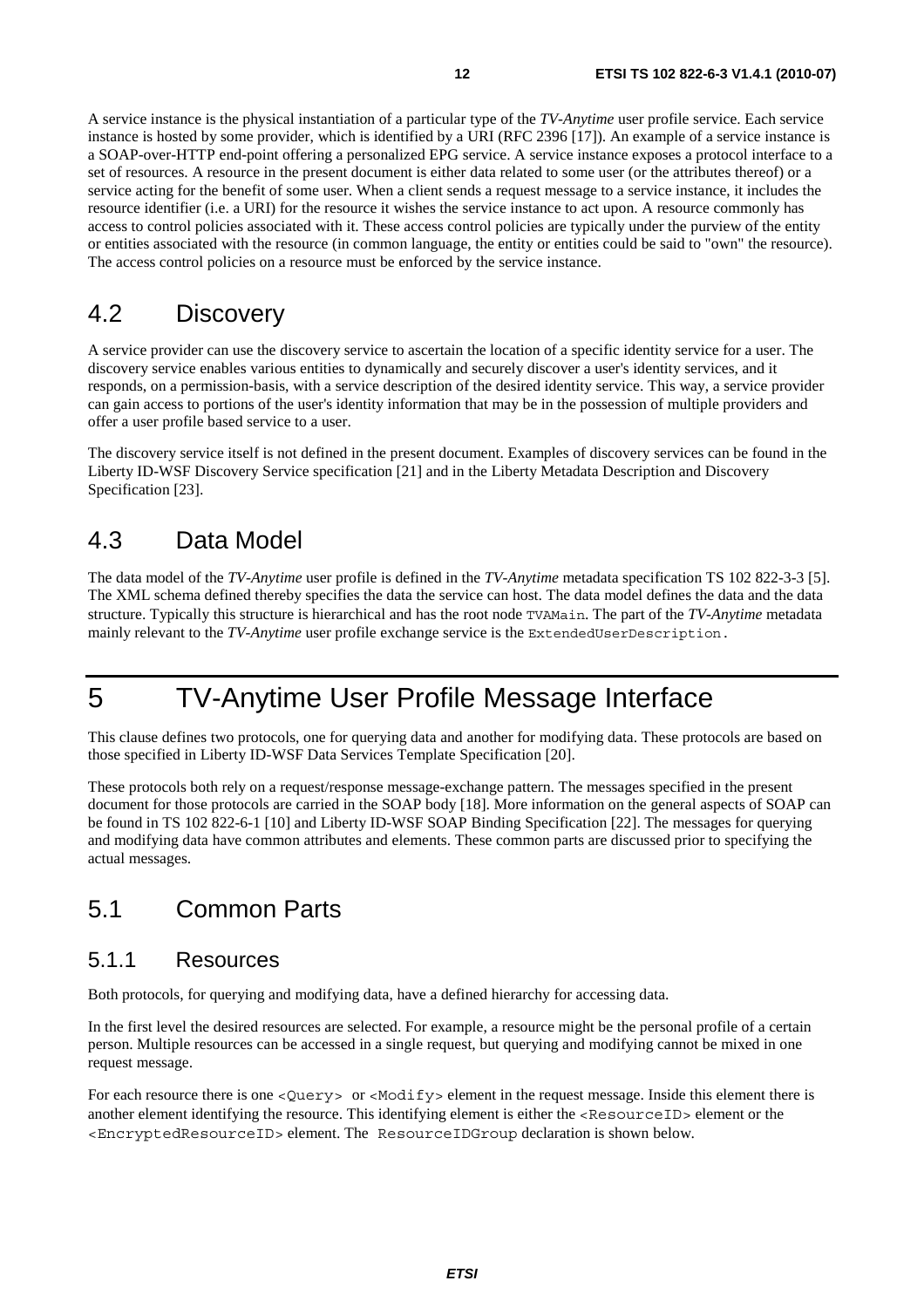A service instance is the physical instantiation of a particular type of the *TV-Anytime* user profile service. Each service instance is hosted by some provider, which is identified by a URI (RFC 2396 [17]). An example of a service instance is a SOAP-over-HTTP end-point offering a personalized EPG service. A service instance exposes a protocol interface to a set of resources. A resource in the present document is either data related to some user (or the attributes thereof) or a service acting for the benefit of some user. When a client sends a request message to a service instance, it includes the resource identifier (i.e. a URI) for the resource it wishes the service instance to act upon. A resource commonly has access to control policies associated with it. These access control policies are typically under the purview of the entity or entities associated with the resource (in common language, the entity or entities could be said to "own" the resource). The access control policies on a resource must be enforced by the service instance.

## 4.2 Discovery

A service provider can use the discovery service to ascertain the location of a specific identity service for a user. The discovery service enables various entities to dynamically and securely discover a user's identity services, and it responds, on a permission-basis, with a service description of the desired identity service. This way, a service provider can gain access to portions of the user's identity information that may be in the possession of multiple providers and offer a user profile based service to a user.

The discovery service itself is not defined in the present document. Examples of discovery services can be found in the Liberty ID-WSF Discovery Service specification [21] and in the Liberty Metadata Description and Discovery Specification [23].

## 4.3 Data Model

The data model of the *TV-Anytime* user profile is defined in the *TV-Anytime* metadata specification TS 102 822-3-3 [5]. The XML schema defined thereby specifies the data the service can host. The data model defines the data and the data structure. Typically this structure is hierarchical and has the root node `TVAMain`. The part of the *TV-Anytime* metadata mainly relevant to the *TV-Anytime* user profile exchange service is the `ExtendedUserDescription`.

# 5 TV-Anytime User Profile Message Interface

This clause defines two protocols, one for querying data and another for modifying data. These protocols are based on those specified in Liberty ID-WSF Data Services Template Specification [20].

These protocols both rely on a request/response message-exchange pattern. The messages specified in the present document for those protocols are carried in the SOAP body [18]. More information on the general aspects of SOAP can be found in TS 102 822-6-1 [10] and Liberty ID-WSF SOAP Binding Specification [22]. The messages for querying and modifying data have common attributes and elements. These common parts are discussed prior to specifying the actual messages.

## 5.1 Common Parts

### 5.1.1 Resources

Both protocols, for querying and modifying data, have a defined hierarchy for accessing data.

In the first level the desired resources are selected. For example, a resource might be the personal profile of a certain person. Multiple resources can be accessed in a single request, but querying and modifying cannot be mixed in one request message.

For each resource there is one `<Query>` or `<Modify>` element in the request message. Inside this element there is another element identifying the resource. This identifying element is either the `<ResourceID>` element or the `<EncryptedResourceID>` element. The `ResourceIDGroup` declaration is shown below.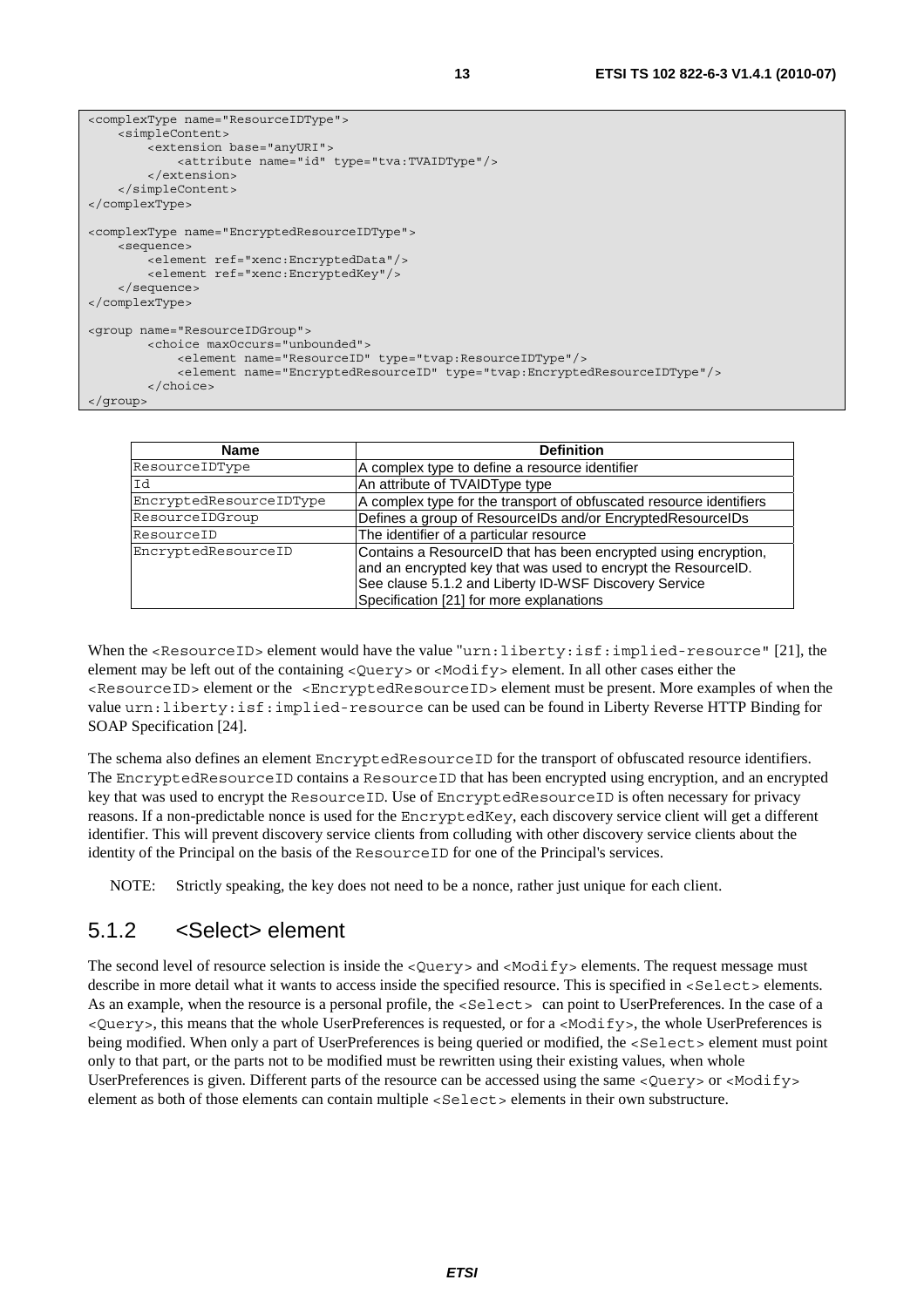```
<complexType name="ResourceIDType">
    <simpleContent>
        <extension base="anyURI">
            <attribute name="id" type="tva:TVAIDType"/>
        </extension>
    </simpleContent>
</complexType>

<complexType name="EncryptedResourceIDType">
    <sequence>
        <element ref="xenc:EncryptedData"/>
        <element ref="xenc:EncryptedKey"/>
    </sequence>
</complexType>

<group name="ResourceIDGroup">
        <choice maxOccurs="unbounded">
            <element name="ResourceID" type="tvap:ResourceIDType"/>
            <element name="EncryptedResourceID" type="tvap:EncryptedResourceIDType"/>
        </choice>
</group>
```

| Name | Definition |
|---|---|
| ResourceIDType | A complex type to define a resource identifier |
| Id | An attribute of TVAIDType type |
| EncryptedResourceIDType | A complex type for the transport of obfuscated resource identifiers |
| ResourceIDGroup | Defines a group of ResourceIDs and/or EncryptedResourceIDs |
| ResourceID | The identifier of a particular resource |
| EncryptedResourceID | Contains a ResourceID that has been encrypted using encryption, and an encrypted key that was used to encrypt the ResourceID. See clause 5.1.2 and Liberty ID-WSF Discovery Service Specification [21] for more explanations |

When the `<ResourceID>` element would have the value "`urn:liberty:isf:implied-resource`" [21], the element may be left out of the containing `<Query>` or `<Modify>` element. In all other cases either the `<ResourceID>` element or the `<EncryptedResourceID>` element must be present. More examples of when the value `urn:liberty:isf:implied-resource` can be used can be found in Liberty Reverse HTTP Binding for SOAP Specification [24].

The schema also defines an element `EncryptedResourceID` for the transport of obfuscated resource identifiers. The `EncryptedResourceID` contains a `ResourceID` that has been encrypted using encryption, and an encrypted key that was used to encrypt the `ResourceID`. Use of `EncryptedResourceID` is often necessary for privacy reasons. If a non-predictable nonce is used for the `EncryptedKey`, each discovery service client will get a different identifier. This will prevent discovery service clients from colluding with other discovery service clients about the identity of the Principal on the basis of the `ResourceID` for one of the Principal's services.

NOTE: Strictly speaking, the key does not need to be a nonce, rather just unique for each client.

### 5.1.2 <Select> element

The second level of resource selection is inside the `<Query>` and `<Modify>` elements. The request message must describe in more detail what it wants to access inside the specified resource. This is specified in `<Select>` elements. As an example, when the resource is a personal profile, the `<Select>` can point to UserPreferences. In the case of a `<Query>`, this means that the whole UserPreferences is requested, or for a `<Modify>`, the whole UserPreferences is being modified. When only a part of UserPreferences is being queried or modified, the `<Select>` element must point only to that part, or the parts not to be modified must be rewritten using their existing values, when whole UserPreferences is given. Different parts of the resource can be accessed using the same `<Query>` or `<Modify>` element as both of those elements can contain multiple `<Select>` elements in their own substructure.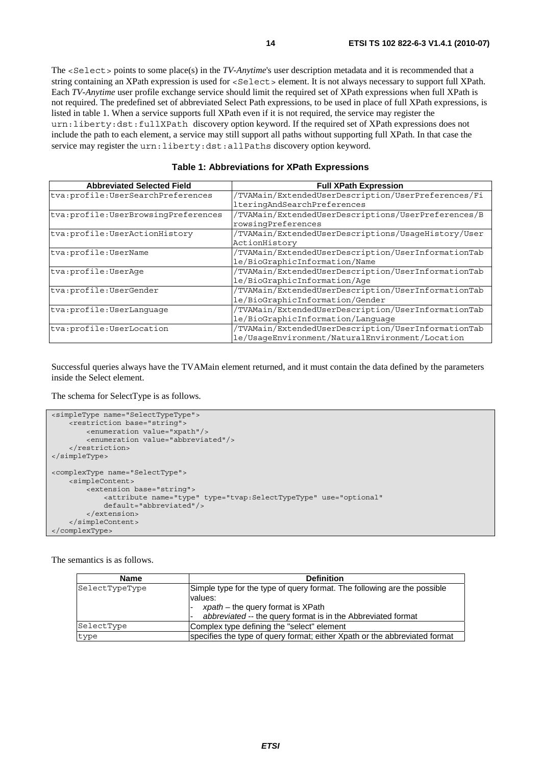The `<Select>` points to some place(s) in the *TV-Anytime*'s user description metadata and it is recommended that a string containing an XPath expression is used for `<Select>` element. It is not always necessary to support full XPath. Each *TV-Anytime* user profile exchange service should limit the required set of XPath expressions when full XPath is not required. The predefined set of abbreviated Select Path expressions, to be used in place of full XPath expressions, is listed in table 1. When a service supports full XPath even if it is not required, the service may register the `urn:liberty:dst:fullXPath` discovery option keyword. If the required set of XPath expressions does not include the path to each element, a service may still support all paths without supporting full XPath. In that case the service may register the `urn:liberty:dst:allPaths` discovery option keyword.

**Table 1: Abbreviations for XPath Expressions**

| Abbreviated Selected Field | Full XPath Expression |
|---|---|
| tva:profile:UserSearchPreferences | /TVAMain/ExtendedUserDescription/UserPreferences/FilteringAndSearchPreferences |
| tva:profile:UserBrowsingPreferences | /TVAMain/ExtendedUserDescriptions/UserPreferences/BrowsingPreferences |
| tva:profile:UserActionHistory | /TVAMain/ExtendedUserDescriptions/UsageHistory/UserActionHistory |
| tva:profile:UserName | /TVAMain/ExtendedUserDescription/UserInformationTable/BioGraphicInformation/Name |
| tva:profile:UserAge | /TVAMain/ExtendedUserDescription/UserInformationTable/BioGraphicInformation/Age |
| tva:profile:UserGender | /TVAMain/ExtendedUserDescription/UserInformationTable/BioGraphicInformation/Gender |
| tva:profile:UserLanguage | /TVAMain/ExtendedUserDescription/UserInformationTable/BioGraphicInformation/Language |
| tva:profile:UserLocation | /TVAMain/ExtendedUserDescription/UserInformationTable/UsageEnvironment/NaturalEnvironment/Location |

Successful queries always have the TVAMain element returned, and it must contain the data defined by the parameters inside the Select element.

The schema for SelectType is as follows.

```
<simpleType name="SelectTypeType">
    <restriction base="string">
        <enumeration value="xpath"/>
        <enumeration value="abbreviated"/>
    </restriction>
</simpleType>

<complexType name="SelectType">
    <simpleContent>
        <extension base="string">
            <attribute name="type" type="tvap:SelectTypeType" use="optional"
            default="abbreviated"/>
        </extension>
    </simpleContent>
</complexType>
```

The semantics is as follows.

| Name | Definition |
|---|---|
| SelectTypeType | Simple type for the type of query format. The following are the possible values:<br>- *xpath* – the query format is XPath<br>- *abbreviated* -- the query format is in the Abbreviated format |
| SelectType | Complex type defining the "select" element |
| type | specifies the type of query format; either Xpath or the abbreviated format |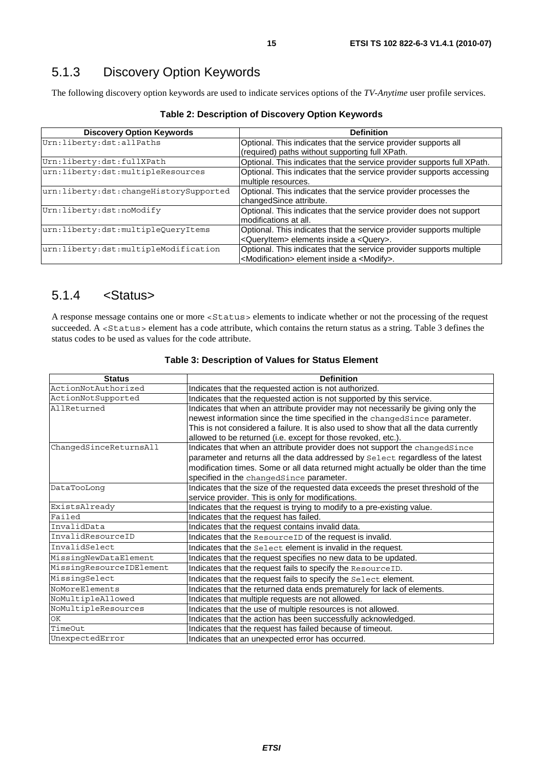## 5.1.3 Discovery Option Keywords

The following discovery option keywords are used to indicate services options of the *TV-Anytime* user profile services.

**Table 2: Description of Discovery Option Keywords**

| Discovery Option Keywords | Definition |
|---|---|
| Urn:liberty:dst:allPaths | Optional. This indicates that the service provider supports all (required) paths without supporting full XPath. |
| Urn:liberty:dst:fullXPath | Optional. This indicates that the service provider supports full XPath. |
| urn:liberty:dst:multipleResources | Optional. This indicates that the service provider supports accessing multiple resources. |
| urn:liberty:dst:changeHistorySupported | Optional. This indicates that the service provider processes the changedSince attribute. |
| Urn:liberty:dst:noModify | Optional. This indicates that the service provider does not support modifications at all. |
| urn:liberty:dst:multipleQueryItems | Optional. This indicates that the service provider supports multiple <QueryItem> elements inside a <Query>. |
| urn:liberty:dst:multipleModification | Optional. This indicates that the service provider supports multiple <Modification> element inside a <Modify>. |

## 5.1.4 <Status>

A response message contains one or more `<Status>` elements to indicate whether or not the processing of the request succeeded. A `<Status>` element has a code attribute, which contains the return status as a string. Table 3 defines the status codes to be used as values for the code attribute.

**Table 3: Description of Values for Status Element**

| Status | Definition |
|---|---|
| ActionNotAuthorized | Indicates that the requested action is not authorized. |
| ActionNotSupported | Indicates that the requested action is not supported by this service. |
| AllReturned | Indicates that when an attribute provider may not necessarily be giving only the newest information since the time specified in the `changedSince` parameter. This is not considered a failure. It is also used to show that all the data currently allowed to be returned (i.e. except for those revoked, etc.). |
| ChangedSinceReturnsAll | Indicates that when an attribute provider does not support the `changedSince` parameter and returns all the data addressed by `Select` regardless of the latest modification times. Some or all data returned might actually be older than the time specified in the `changedSince` parameter. |
| DataTooLong | Indicates that the size of the requested data exceeds the preset threshold of the service provider. This is only for modifications. |
| ExistsAlready | Indicates that the request is trying to modify to a pre-existing value. |
| Failed | Indicates that the request has failed. |
| InvalidData | Indicates that the request contains invalid data. |
| InvalidResourceID | Indicates that the `ResourceID` of the request is invalid. |
| InvalidSelect | Indicates that the `Select` element is invalid in the request. |
| MissingNewDataElement | Indicates that the request specifies no new data to be updated. |
| MissingResourceIDElement | Indicates that the request fails to specify the `ResourceID`. |
| MissingSelect | Indicates that the request fails to specify the `Select` element. |
| NoMoreElements | Indicates that the returned data ends prematurely for lack of elements. |
| NoMultipleAllowed | Indicates that multiple requests are not allowed. |
| NoMultipleResources | Indicates that the use of multiple resources is not allowed. |
| OK | Indicates that the action has been successfully acknowledged. |
| TimeOut | Indicates that the request has failed because of timeout. |
| UnexpectedError | Indicates that an unexpected error has occurred. |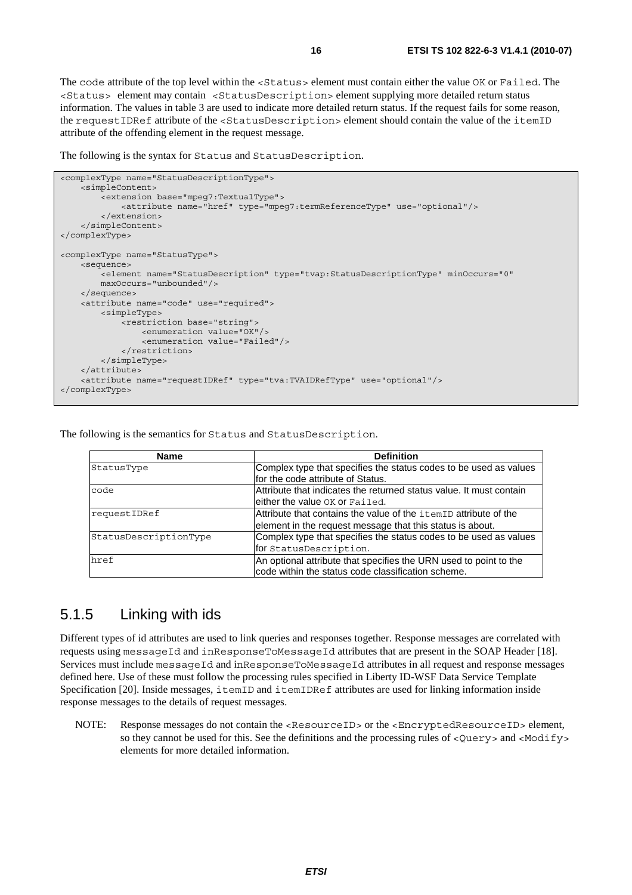The code attribute of the top level within the <Status> element must contain either the value OK or Failed. The <Status> element may contain <StatusDescription> element supplying more detailed return status information. The values in table 3 are used to indicate more detailed return status. If the request fails for some reason, the requestIDRef attribute of the <StatusDescription> element should contain the value of the itemID attribute of the offending element in the request message.

The following is the syntax for Status and StatusDescription.

```
<complexType name="StatusDescriptionType">
    <simpleContent>
        <extension base="mpeg7:TextualType">
            <attribute name="href" type="mpeg7:termReferenceType" use="optional"/>
        </extension>
    </simpleContent>
</complexType>

<complexType name="StatusType">
    <sequence>
        <element name="StatusDescription" type="tvap:StatusDescriptionType" minOccurs="0"
        maxOccurs="unbounded"/>
    </sequence>
    <attribute name="code" use="required">
        <simpleType>
            <restriction base="string">
                <enumeration value="OK"/>
                <enumeration value="Failed"/>
            </restriction>
        </simpleType>
    </attribute>
    <attribute name="requestIDRef" type="tva:TVAIDRefType" use="optional"/>
</complexType>
```

The following is the semantics for Status and StatusDescription.

| Name | Definition |
|---|---|
| StatusType | Complex type that specifies the status codes to be used as values for the code attribute of Status. |
| code | Attribute that indicates the returned status value. It must contain either the value OK or Failed. |
| requestIDRef | Attribute that contains the value of the itemID attribute of the element in the request message that this status is about. |
| StatusDescriptionType | Complex type that specifies the status codes to be used as values for StatusDescription. |
| href | An optional attribute that specifies the URN used to point to the code within the status code classification scheme. |

### 5.1.5 Linking with ids

Different types of id attributes are used to link queries and responses together. Response messages are correlated with requests using messageId and inResponseToMessageId attributes that are present in the SOAP Header [18]. Services must include messageId and inResponseToMessageId attributes in all request and response messages defined here. Use of these must follow the processing rules specified in Liberty ID-WSF Data Service Template Specification [20]. Inside messages, itemID and itemIDRef attributes are used for linking information inside response messages to the details of request messages.

NOTE: Response messages do not contain the <ResourceID> or the <EncryptedResourceID> element, so they cannot be used for this. See the definitions and the processing rules of <Query> and <Modify> elements for more detailed information.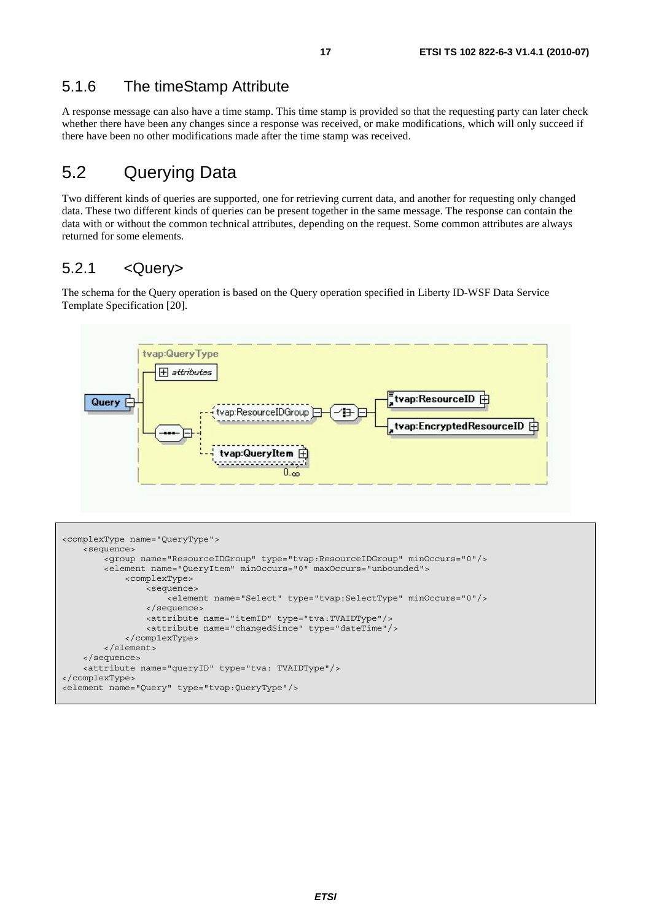### 5.1.6 The timeStamp Attribute

A response message can also have a time stamp. This time stamp is provided so that the requesting party can later check whether there have been any changes since a response was received, or make modifications, which will only succeed if there have been no other modifications made after the time stamp was received.

## 5.2 Querying Data

Two different kinds of queries are supported, one for retrieving current data, and another for requesting only changed data. These two different kinds of queries can be present together in the same message. The response can contain the data with or without the common technical attributes, depending on the request. Some common attributes are always returned for some elements.

### 5.2.1 <Query>

The schema for the Query operation is based on the Query operation specified in Liberty ID-WSF Data Service Template Specification [20].

tvap:QueryType

attributes

Query

tvap:ResourceIDGroup

tvap:ResourceID

tvap:EncryptedResourceID

tvap:QueryItem

0..∞

```
<complexType name="QueryType">
    <sequence>
        <group name="ResourceIDGroup" type="tvap:ResourceIDGroup" minOccurs="0"/>
        <element name="QueryItem" minOccurs="0" maxOccurs="unbounded">
            <complexType>
                <sequence>
                    <element name="Select" type="tvap:SelectType" minOccurs="0"/>
                </sequence>
                <attribute name="itemID" type="tva:TVAIDType"/>
                <attribute name="changedSince" type="dateTime"/>
            </complexType>
        </element>
    </sequence>
    <attribute name="queryID" type="tva: TVAIDType"/>
</complexType>
<element name="Query" type="tvap:QueryType"/>
```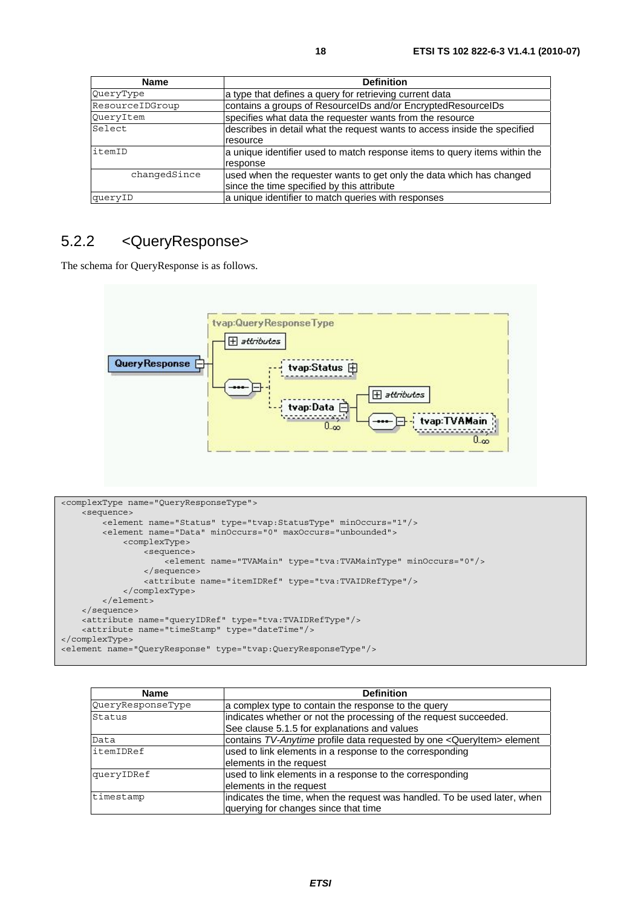| Name | Definition |
| --- | --- |
| QueryType | a type that defines a query for retrieving current data |
| ResourceIDGroup | contains a groups of ResourceIDs and/or EncryptedResourceIDs |
| QueryItem | specifies what data the requester wants from the resource |
| Select | describes in detail what the request wants to access inside the specified resource |
| itemID | a unique identifier used to match response items to query items within the response |
| changedSince | used when the requester wants to get only the data which has changed since the time specified by this attribute |
| queryID | a unique identifier to match queries with responses |

## 5.2.2 <QueryResponse>

The schema for QueryResponse is as follows.

```
<complexType name="QueryResponseType">
    <sequence>
        <element name="Status" type="tvap:StatusType" minOccurs="1"/>
        <element name="Data" minOccurs="0" maxOccurs="unbounded">
            <complexType>
                <sequence>
                    <element name="TVAMain" type="tva:TVAMainType" minOccurs="0"/>
                </sequence>
                <attribute name="itemIDRef" type="tva:TVAIDRefType"/>
            </complexType>
        </element>
    </sequence>
    <attribute name="queryIDRef" type="tva:TVAIDRefType"/>
    <attribute name="timeStamp" type="dateTime"/>
</complexType>
<element name="QueryResponse" type="tvap:QueryResponseType"/>
```

| Name | Definition |
| --- | --- |
| QueryResponseType | a complex type to contain the response to the query |
| Status | indicates whether or not the processing of the request succeeded. See clause 5.1.5 for explanations and values |
| Data | contains *TV-Anytime* profile data requested by one <QueryItem> element |
| itemIDRef | used to link elements in a response to the corresponding elements in the request |
| queryIDRef | used to link elements in a response to the corresponding elements in the request |
| timestamp | indicates the time, when the request was handled. To be used later, when querying for changes since that time |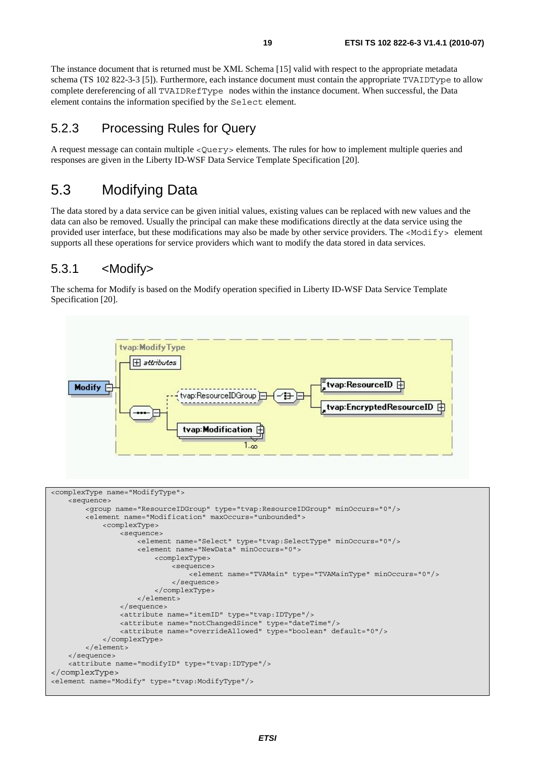The instance document that is returned must be XML Schema [15] valid with respect to the appropriate metadata schema (TS 102 822-3-3 [5]). Furthermore, each instance document must contain the appropriate TVAIDType to allow complete dereferencing of all TVAIDRefType nodes within the instance document. When successful, the Data element contains the information specified by the Select element.

### 5.2.3 Processing Rules for Query

A request message can contain multiple <Query> elements. The rules for how to implement multiple queries and responses are given in the Liberty ID-WSF Data Service Template Specification [20].

## 5.3 Modifying Data

The data stored by a data service can be given initial values, existing values can be replaced with new values and the data can also be removed. Usually the principal can make these modifications directly at the data service using the provided user interface, but these modifications may also be made by other service providers. The <Modify> element supports all these operations for service providers which want to modify the data stored in data services.

### 5.3.1 <Modify>

The schema for Modify is based on the Modify operation specified in Liberty ID-WSF Data Service Template Specification [20].

tvap:ModifyType
attributes
Modify
tvap:ResourceIDGroup
tvap:ResourceID
tvap:EncryptedResourceID
tvap:Modification
1..∞

```
<complexType name="ModifyType">
    <sequence>
        <group name="ResourceIDGroup" type="tvap:ResourceIDGroup" minOccurs="0"/>
        <element name="Modification" maxOccurs="unbounded">
            <complexType>
                <sequence>
                    <element name="Select" type="tvap:SelectType" minOccurs="0"/>
                    <element name="NewData" minOccurs="0">
                        <complexType>
                            <sequence>
                                <element name="TVAMain" type="TVAMainType" minOccurs="0"/>
                            </sequence>
                        </complexType>
                    </element>
                </sequence>
                <attribute name="itemID" type="tvap:IDType"/>
                <attribute name="notChangedSince" type="dateTime"/>
                <attribute name="overrideAllowed" type="boolean" default="0"/>
            </complexType>
        </element>
    </sequence>
    <attribute name="modifyID" type="tvap:IDType"/>
</complexType>
<element name="Modify" type="tvap:ModifyType"/>
```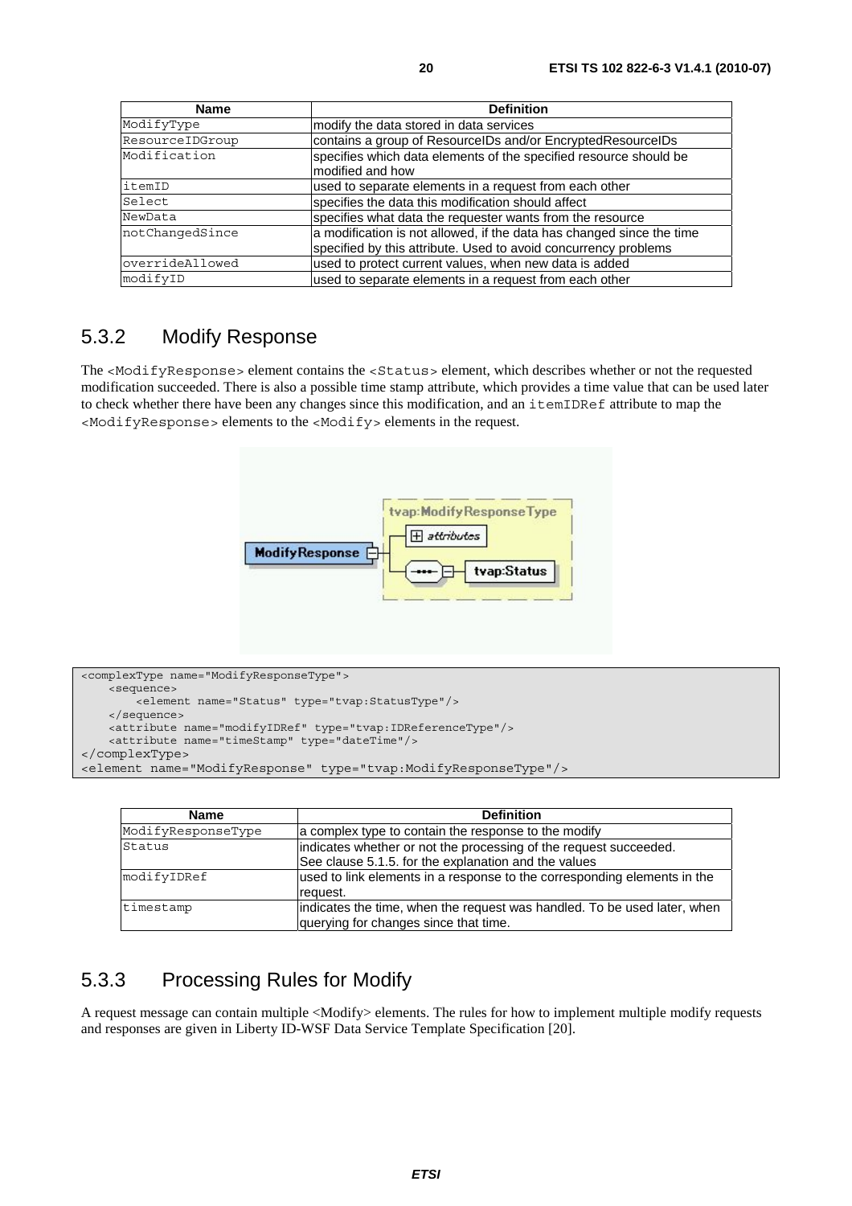| Name | Definition |
| --- | --- |
| ModifyType | modify the data stored in data services |
| ResourceIDGroup | contains a group of ResourceIDs and/or EncryptedResourceIDs |
| Modification | specifies which data elements of the specified resource should be modified and how |
| itemID | used to separate elements in a request from each other |
| Select | specifies the data this modification should affect |
| NewData | specifies what data the requester wants from the resource |
| notChangedSince | a modification is not allowed, if the data has changed since the time specified by this attribute. Used to avoid concurrency problems |
| overrideAllowed | used to protect current values, when new data is added |
| modifyID | used to separate elements in a request from each other |

## 5.3.2 Modify Response

The <ModifyResponse> element contains the <Status> element, which describes whether or not the requested modification succeeded. There is also a possible time stamp attribute, which provides a time value that can be used later to check whether there have been any changes since this modification, and an itemIDRef attribute to map the <ModifyResponse> elements to the <Modify> elements in the request.

tvap:ModifyResponseType

attributes

ModifyResponse

tvap:Status

```
<complexType name="ModifyResponseType">
    <sequence>
        <element name="Status" type="tvap:StatusType"/>
    </sequence>
    <attribute name="modifyIDRef" type="tvap:IDReferenceType"/>
    <attribute name="timeStamp" type="dateTime"/>
</complexType>
<element name="ModifyResponse" type="tvap:ModifyResponseType"/>
```

| Name | Definition |
| --- | --- |
| ModifyResponseType | a complex type to contain the response to the modify |
| Status | indicates whether or not the processing of the request succeeded. See clause 5.1.5. for the explanation and the values |
| modifyIDRef | used to link elements in a response to the corresponding elements in the request. |
| timestamp | indicates the time, when the request was handled. To be used later, when querying for changes since that time. |

## 5.3.3 Processing Rules for Modify

A request message can contain multiple <Modify> elements. The rules for how to implement multiple modify requests and responses are given in Liberty ID-WSF Data Service Template Specification [20].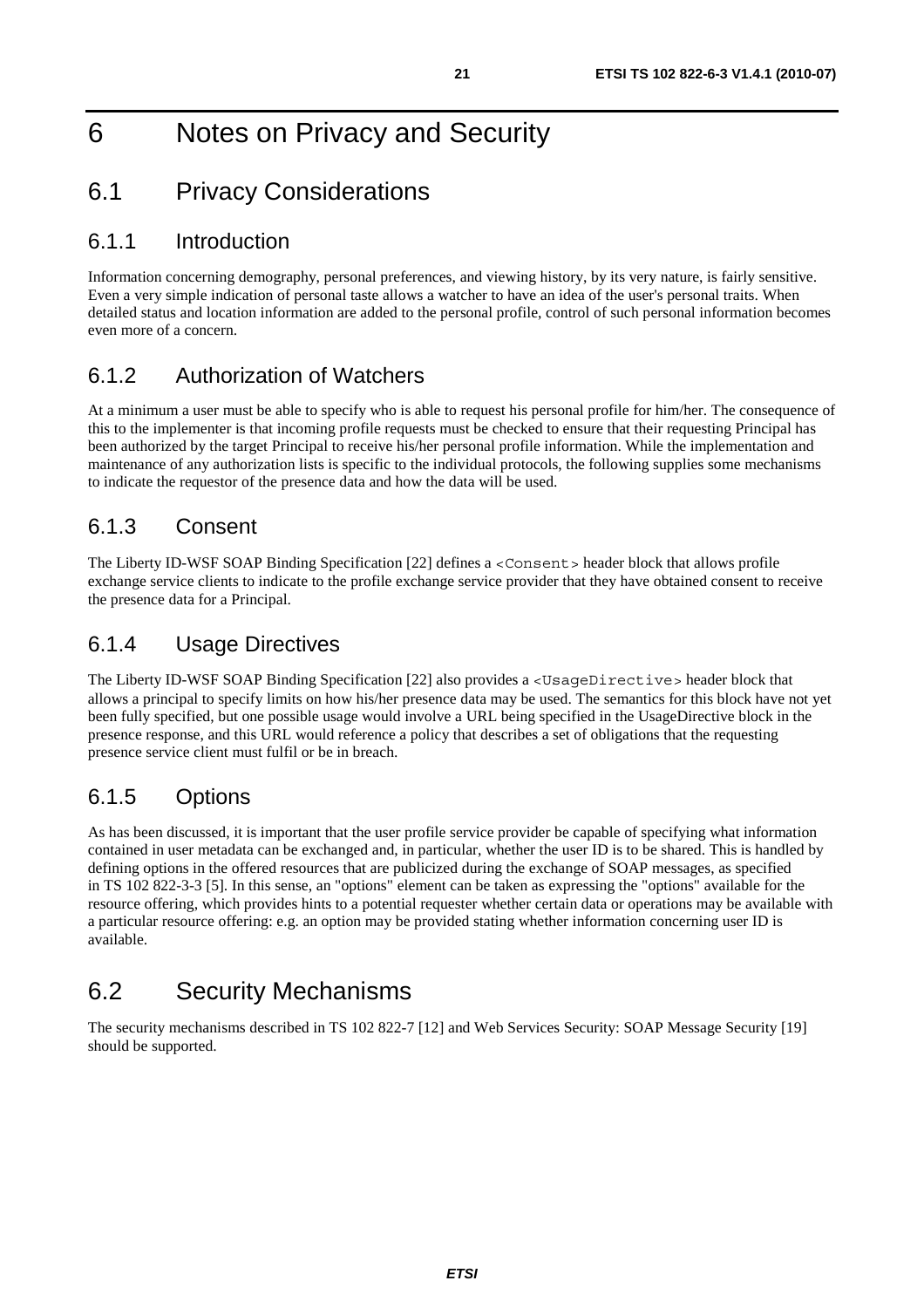# 6 Notes on Privacy and Security

## 6.1 Privacy Considerations

### 6.1.1 Introduction

Information concerning demography, personal preferences, and viewing history, by its very nature, is fairly sensitive. Even a very simple indication of personal taste allows a watcher to have an idea of the user's personal traits. When detailed status and location information are added to the personal profile, control of such personal information becomes even more of a concern.

### 6.1.2 Authorization of Watchers

At a minimum a user must be able to specify who is able to request his personal profile for him/her. The consequence of this to the implementer is that incoming profile requests must be checked to ensure that their requesting Principal has been authorized by the target Principal to receive his/her personal profile information. While the implementation and maintenance of any authorization lists is specific to the individual protocols, the following supplies some mechanisms to indicate the requestor of the presence data and how the data will be used.

### 6.1.3 Consent

The Liberty ID-WSF SOAP Binding Specification [22] defines a `<Consent>` header block that allows profile exchange service clients to indicate to the profile exchange service provider that they have obtained consent to receive the presence data for a Principal.

### 6.1.4 Usage Directives

The Liberty ID-WSF SOAP Binding Specification [22] also provides a `<UsageDirective>` header block that allows a principal to specify limits on how his/her presence data may be used. The semantics for this block have not yet been fully specified, but one possible usage would involve a URL being specified in the UsageDirective block in the presence response, and this URL would reference a policy that describes a set of obligations that the requesting presence service client must fulfil or be in breach.

### 6.1.5 Options

As has been discussed, it is important that the user profile service provider be capable of specifying what information contained in user metadata can be exchanged and, in particular, whether the user ID is to be shared. This is handled by defining options in the offered resources that are publicized during the exchange of SOAP messages, as specified in TS 102 822-3-3 [5]. In this sense, an "options" element can be taken as expressing the "options" available for the resource offering, which provides hints to a potential requester whether certain data or operations may be available with a particular resource offering: e.g. an option may be provided stating whether information concerning user ID is available.

## 6.2 Security Mechanisms

The security mechanisms described in TS 102 822-7 [12] and Web Services Security: SOAP Message Security [19] should be supported.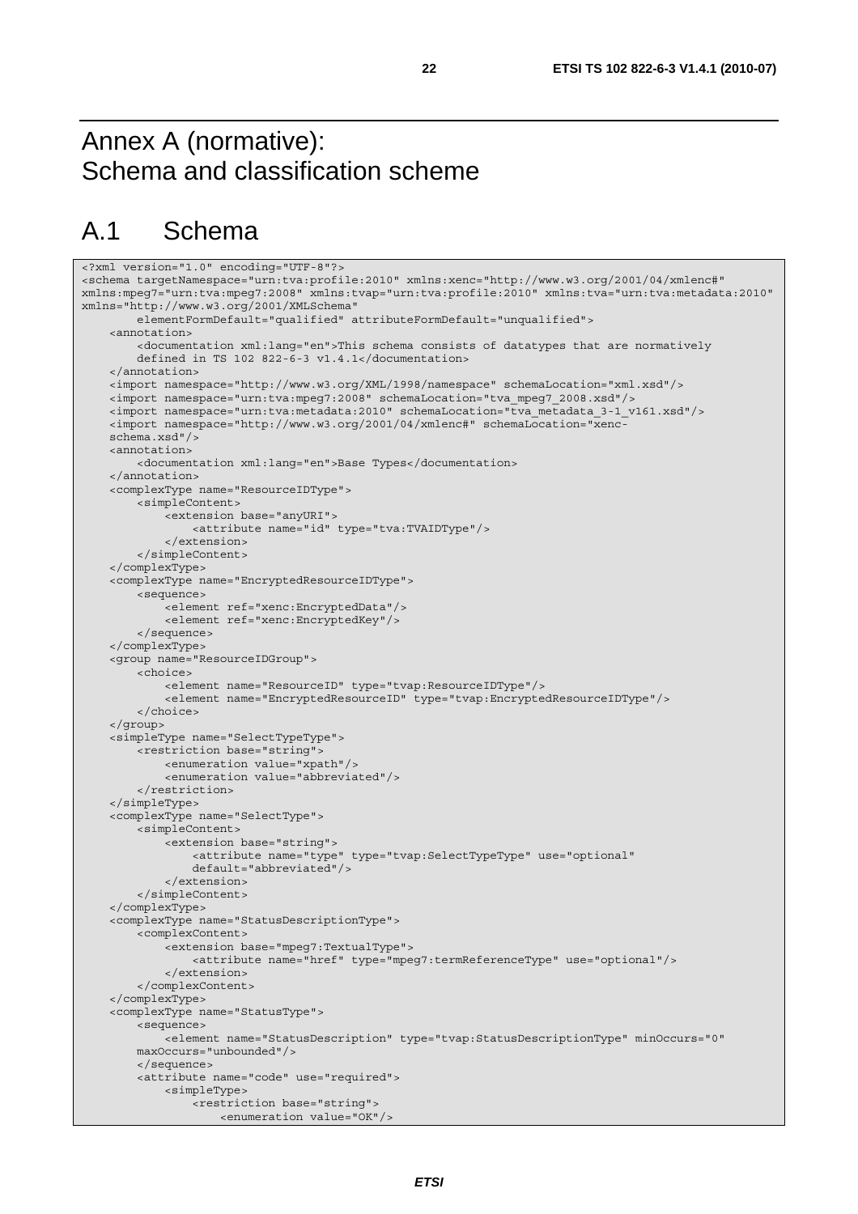# Annex A (normative): Schema and classification scheme

## A.1 Schema

```
<?xml version="1.0" encoding="UTF-8"?>
<schema targetNamespace="urn:tva:profile:2010" xmlns:xenc="http://www.w3.org/2001/04/xmlenc#"
xmlns:mpeg7="urn:tva:mpeg7:2008" xmlns:tvap="urn:tva:profile:2010" xmlns:tva="urn:tva:metadata:2010"
xmlns="http://www.w3.org/2001/XMLSchema"
        elementFormDefault="qualified" attributeFormDefault="unqualified">
    <annotation>
        <documentation xml:lang="en">This schema consists of datatypes that are normatively
        defined in TS 102 822-6-3 v1.4.1</documentation>
    </annotation>
    <import namespace="http://www.w3.org/XML/1998/namespace" schemaLocation="xml.xsd"/>
    <import namespace="urn:tva:mpeg7:2008" schemaLocation="tva_mpeg7_2008.xsd"/>
    <import namespace="urn:tva:metadata:2010" schemaLocation="tva_metadata_3-1_v161.xsd"/>
    <import namespace="http://www.w3.org/2001/04/xmlenc#" schemaLocation="xenc-
    schema.xsd"/>
    <annotation>
        <documentation xml:lang="en">Base Types</documentation>
    </annotation>
    <complexType name="ResourceIDType">
        <simpleContent>
            <extension base="anyURI">
                <attribute name="id" type="tva:TVAIDType"/>
            </extension>
        </simpleContent>
    </complexType>
    <complexType name="EncryptedResourceIDType">
        <sequence>
            <element ref="xenc:EncryptedData"/>
            <element ref="xenc:EncryptedKey"/>
        </sequence>
    </complexType>
    <group name="ResourceIDGroup">
        <choice>
            <element name="ResourceID" type="tvap:ResourceIDType"/>
            <element name="EncryptedResourceID" type="tvap:EncryptedResourceIDType"/>
        </choice>
    </group>
    <simpleType name="SelectTypeType">
        <restriction base="string">
            <enumeration value="xpath"/>
            <enumeration value="abbreviated"/>
        </restriction>
    </simpleType>
    <complexType name="SelectType">
        <simpleContent>
            <extension base="string">
                <attribute name="type" type="tvap:SelectTypeType" use="optional"
                default="abbreviated"/>
            </extension>
        </simpleContent>
    </complexType>
    <complexType name="StatusDescriptionType">
        <complexContent>
            <extension base="mpeg7:TextualType">
                <attribute name="href" type="mpeg7:termReferenceType" use="optional"/>
            </extension>
        </complexContent>
    </complexType>
    <complexType name="StatusType">
        <sequence>
            <element name="StatusDescription" type="tvap:StatusDescriptionType" minOccurs="0"
        maxOccurs="unbounded"/>
        </sequence>
        <attribute name="code" use="required">
            <simpleType>
                <restriction base="string">
                    <enumeration value="OK"/>
```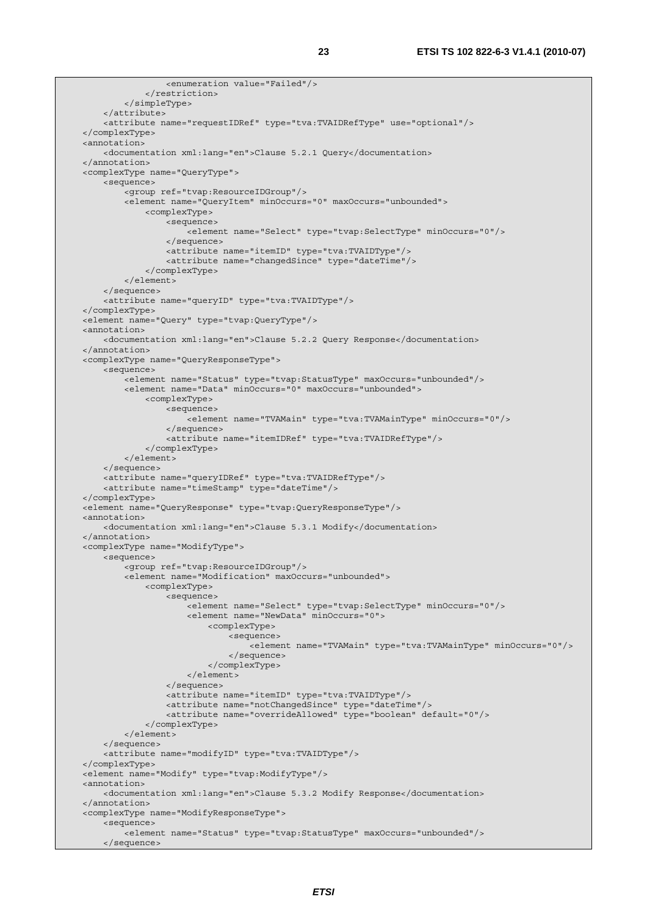```
                    <enumeration value="Failed"/>
                </restriction>
            </simpleType>
        </attribute>
        <attribute name="requestIDRef" type="tva:TVAIDRefType" use="optional"/>
    </complexType>
    <annotation>
        <documentation xml:lang="en">Clause 5.2.1 Query</documentation>
    </annotation>
    <complexType name="QueryType">
        <sequence>
            <group ref="tvap:ResourceIDGroup"/>
            <element name="QueryItem" minOccurs="0" maxOccurs="unbounded">
                <complexType>
                    <sequence>
                        <element name="Select" type="tvap:SelectType" minOccurs="0"/>
                    </sequence>
                    <attribute name="itemID" type="tva:TVAIDType"/>
                    <attribute name="changedSince" type="dateTime"/>
                </complexType>
            </element>
        </sequence>
        <attribute name="queryID" type="tva:TVAIDType"/>
    </complexType>
    <element name="Query" type="tvap:QueryType"/>
    <annotation>
        <documentation xml:lang="en">Clause 5.2.2 Query Response</documentation>
    </annotation>
    <complexType name="QueryResponseType">
        <sequence>
            <element name="Status" type="tvap:StatusType" maxOccurs="unbounded"/>
            <element name="Data" minOccurs="0" maxOccurs="unbounded">
                <complexType>
                    <sequence>
                        <element name="TVAMain" type="tva:TVAMainType" minOccurs="0"/>
                    </sequence>
                    <attribute name="itemIDRef" type="tva:TVAIDRefType"/>
                </complexType>
            </element>
        </sequence>
        <attribute name="queryIDRef" type="tva:TVAIDRefType"/>
        <attribute name="timeStamp" type="dateTime"/>
    </complexType>
    <element name="QueryResponse" type="tvap:QueryResponseType"/>
    <annotation>
        <documentation xml:lang="en">Clause 5.3.1 Modify</documentation>
    </annotation>
    <complexType name="ModifyType">
        <sequence>
            <group ref="tvap:ResourceIDGroup"/>
            <element name="Modification" maxOccurs="unbounded">
                <complexType>
                    <sequence>
                        <element name="Select" type="tvap:SelectType" minOccurs="0"/>
                        <element name="NewData" minOccurs="0">
                            <complexType>
                                <sequence>
                                    <element name="TVAMain" type="tva:TVAMainType" minOccurs="0"/>
                                </sequence>
                            </complexType>
                        </element>
                    </sequence>
                    <attribute name="itemID" type="tva:TVAIDType"/>
                    <attribute name="notChangedSince" type="dateTime"/>
                    <attribute name="overrideAllowed" type="boolean" default="0"/>
                </complexType>
            </element>
        </sequence>
        <attribute name="modifyID" type="tva:TVAIDType"/>
    </complexType>
    <element name="Modify" type="tvap:ModifyType"/>
    <annotation>
        <documentation xml:lang="en">Clause 5.3.2 Modify Response</documentation>
    </annotation>
    <complexType name="ModifyResponseType">
        <sequence>
            <element name="Status" type="tvap:StatusType" maxOccurs="unbounded"/>
        </sequence>
```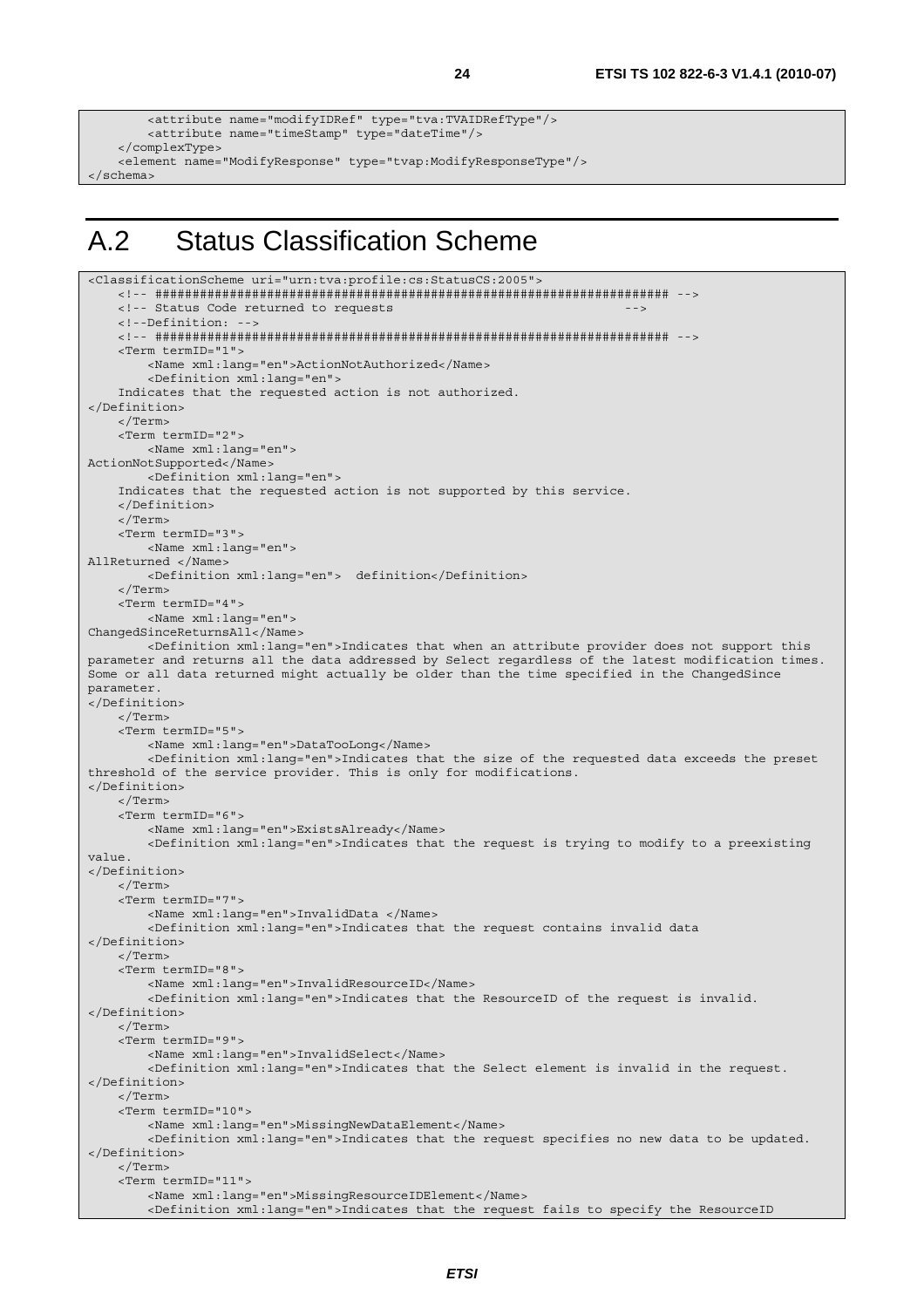```
        <attribute name="modifyIDRef" type="tva:TVAIDRefType"/>
        <attribute name="timeStamp" type="dateTime"/>
    </complexType>
    <element name="ModifyResponse" type="tvap:ModifyResponseType"/>
</schema>
```

# A.2 Status Classification Scheme

```
<ClassificationScheme uri="urn:tva:profile:cs:StatusCS:2005">
    <!-- ##################################################################### -->
    <!-- Status Code returned to requests                                      -->
    <!--Definition: -->
    <!-- ##################################################################### -->
    <Term termID="1">
        <Name xml:lang="en">ActionNotAuthorized</Name>
        <Definition xml:lang="en">
    Indicates that the requested action is not authorized.
</Definition>
    </Term>
    <Term termID="2">
        <Name xml:lang="en">
ActionNotSupported</Name>
        <Definition xml:lang="en">
    Indicates that the requested action is not supported by this service.
    </Definition>
    </Term>
    <Term termID="3">
        <Name xml:lang="en">
AllReturned </Name>
        <Definition xml:lang="en">  definition</Definition>
    </Term>
    <Term termID="4">
        <Name xml:lang="en">
ChangedSinceReturnsAll</Name>
        <Definition xml:lang="en">Indicates that when an attribute provider does not support this
parameter and returns all the data addressed by Select regardless of the latest modification times.
Some or all data returned might actually be older than the time specified in the ChangedSince
parameter.
</Definition>
    </Term>
    <Term termID="5">
        <Name xml:lang="en">DataTooLong</Name>
        <Definition xml:lang="en">Indicates that the size of the requested data exceeds the preset
threshold of the service provider. This is only for modifications.
</Definition>
    </Term>
    <Term termID="6">
        <Name xml:lang="en">ExistsAlready</Name>
        <Definition xml:lang="en">Indicates that the request is trying to modify to a preexisting
value.
</Definition>
    </Term>
    <Term termID="7">
        <Name xml:lang="en">InvalidData </Name>
        <Definition xml:lang="en">Indicates that the request contains invalid data
</Definition>
    </Term>
    <Term termID="8">
        <Name xml:lang="en">InvalidResourceID</Name>
        <Definition xml:lang="en">Indicates that the ResourceID of the request is invalid.
</Definition>
    </Term>
    <Term termID="9">
        <Name xml:lang="en">InvalidSelect</Name>
        <Definition xml:lang="en">Indicates that the Select element is invalid in the request.
</Definition>
    </Term>
    <Term termID="10">
        <Name xml:lang="en">MissingNewDataElement</Name>
        <Definition xml:lang="en">Indicates that the request specifies no new data to be updated.
</Definition>
    </Term>
    <Term termID="11">
        <Name xml:lang="en">MissingResourceIDElement</Name>
        <Definition xml:lang="en">Indicates that the request fails to specify the ResourceID
```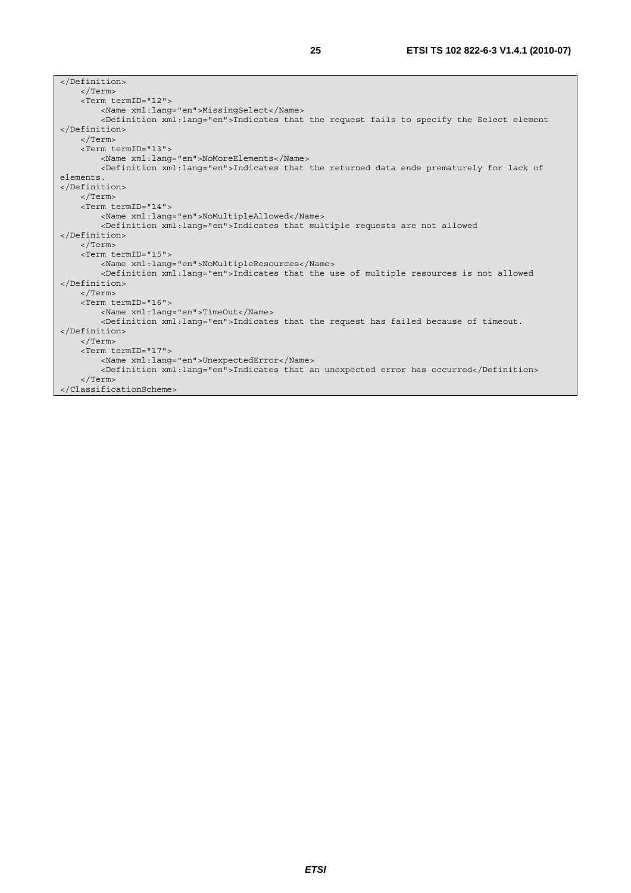```
</Definition>
    </Term>
    <Term termID="12">
        <Name xml:lang="en">MissingSelect</Name>
        <Definition xml:lang="en">Indicates that the request fails to specify the Select element
</Definition>
    </Term>
    <Term termID="13">
        <Name xml:lang="en">NoMoreElements</Name>
        <Definition xml:lang="en">Indicates that the returned data ends prematurely for lack of
elements.
</Definition>
    </Term>
    <Term termID="14">
        <Name xml:lang="en">NoMultipleAllowed</Name>
        <Definition xml:lang="en">Indicates that multiple requests are not allowed
</Definition>
    </Term>
    <Term termID="15">
        <Name xml:lang="en">NoMultipleResources</Name>
        <Definition xml:lang="en">Indicates that the use of multiple resources is not allowed
</Definition>
    </Term>
    <Term termID="16">
        <Name xml:lang="en">TimeOut</Name>
        <Definition xml:lang="en">Indicates that the request has failed because of timeout.
</Definition>
    </Term>
    <Term termID="17">
        <Name xml:lang="en">UnexpectedError</Name>
        <Definition xml:lang="en">Indicates that an unexpected error has occurred</Definition>
    </Term>
</ClassificationScheme>
```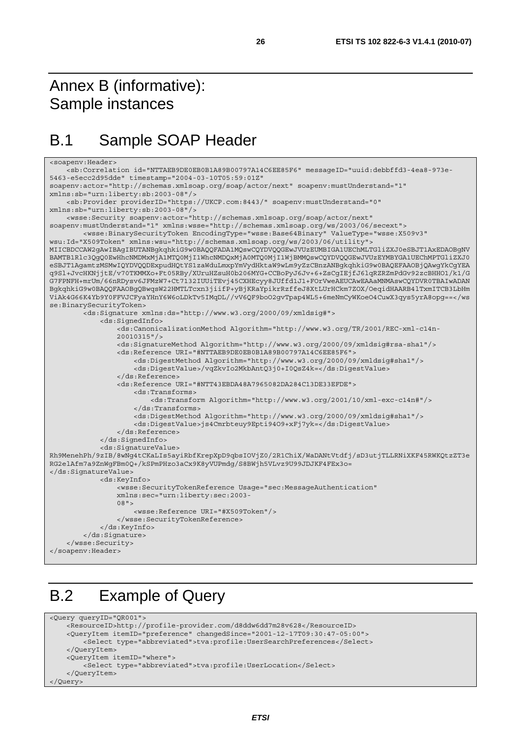# Annex B (informative): Sample instances

## B.1 Sample SOAP Header

```
<soapenv:Header>
    <sb:Correlation id="NTTAEB9DE0EB0B1A89B00797A14C6EE85F6" messageID="uuid:debbffd3-4ea8-973e-
5463-e5ecc2d95dde" timestamp="2004-03-10T05:59:01Z"
soapenv:actor="http://schemas.xmlsoap.org/soap/actor/next" soapenv:mustUnderstand="1"
xmlns:sb="urn:liberty:sb:2003-08"/>
    <sb:Provider providerID="https://UKCP.com:8443/" soapenv:mustUnderstand="0"
xmlns:sb="urn:liberty:sb:2003-08"/>
    <wsse:Security soapenv:actor="http://schemas.xmlsoap.org/soap/actor/next"
soapenv:mustUnderstand="1" xmlns:wsse="http://schemas.xmlsoap.org/ws/2003/06/secext">
        <wsse:BinarySecurityToken EncodingType="wsse:Base64Binary" ValueType="wsse:X509v3"
wsu:Id="X509Token" xmlns:wsu="http://schemas.xmlsoap.org/ws/2003/06/utility">
MIICBDCCAW2gAwIBAgIBUTANBgkqhkiG9w0BAQQFADA1MQswCQYDVQQGEwJVUzEUMBIGA1UEChMLTGliZXJ0eSBJT1AxEDAOBgNV
BAMTB1Rlc3QgQ0EwHhcNMDMxMjA1MTQ0MjI1WhcNMDQxMjA0MTQ0MjI1WjBMMQswCQYDVQQGEwJVUzEYMBYGA1UEChMPTGliZXJ0
eSBJT1AgamtzMSMwIQYDVQQDExpudHQtYS1zaWduLmxpYmVydHktaW9wLm9yZzCBnzANBgkqhkiG9w0BAQEFAAOBjQAwgYkCgYEA
q9Sl+JvcHKNjjtE/v70TKMMXo+Ft05RBy/XUruHZsuH0b206MYG+CCBoPyJ6Jv+6+ZsCgIEjfJ6lqRZRZmPdGv92zcBHHO1/k1/G
G7FPNFH+mrUm/66nRDysv6JFMzW7+Ct7132IUUiTEvj45CXHEcyy8JUffd1J1+FOrVweAEUCAwEAAaMNMAswCQYDVR0TBAIwADAN
BgkqhkiG9w0BAQQFAAOBgQBwqsW22HMTLTcxn3jiifP+yBjKRaYpikrRzffeJ8XtLUrHCkm7ZOX/OeqidHAARB4lTxmITCB3LbHm
ViAk4G66K4Yb9Y0FFVJCFyaYHnY6W6oLDkTv5IMqDL//vV6QF9boO2gvTpap4WL5+6meNmCyWKoeO4CuwX3qys5yrA8opg==</ws
se:BinarySecurityToken>
        <ds:Signature xmlns:ds="http://www.w3.org/2000/09/xmldsig#">
            <ds:SignedInfo>
                <ds:CanonicalizationMethod Algorithm="http://www.w3.org/TR/2001/REC-xml-c14n-
                20010315"/>
                <ds:SignatureMethod Algorithm="http://www.w3.org/2000/09/xmldsig#rsa-sha1"/>
                <ds:Reference URI="#NTTAEB9DE0EB0B1A89B00797A14C6EE85F6">
                    <ds:DigestMethod Algorithm="http://www.w3.org/2000/09/xmldsig#sha1"/>
                    <ds:DigestValue>/vqZkvIo2MkbAntQ3j0+I0QsZ4k=</ds:DigestValue>
                </ds:Reference>
                <ds:Reference URI="#NTT43EBDA48A7965082DA284C13DE33EFDE">
                    <ds:Transforms>
                        <ds:Transform Algorithm="http://www.w3.org/2001/10/xml-exc-c14n#"/>
                    </ds:Transforms>
                    <ds:DigestMethod Algorithm="http://www.w3.org/2000/09/xmldsig#sha1"/>
                    <ds:DigestValue>js4Cmrbteuy9Epti94O9+xFj7yk=</ds:DigestValue>
                </ds:Reference>
            </ds:SignedInfo>
            <ds:SignatureValue>
Rh9MenehPh/9zIB/8wNg4tCKaLIs5ayiRbfKrepXpD9qbsIOVjZ0/2R1ChiX/WaDANtVtdfj/sD3utjTLLRNiXKF45RWKQtzZT3e
RG2elAfm7a9ZnWgFBm0Q+/kSPmPHzo3aCx9K8yVUPmdg/S8BWjh5VLvz9U99JDJKF4FEx3o=
</ds:SignatureValue>
            <ds:KeyInfo>
                <wsse:SecurityTokenReference Usage="sec:MessageAuthentication"
                xmlns:sec="urn:liberty:sec:2003-
                08">
                    <wsse:Reference URI="#X509Token"/>
                </wsse:SecurityTokenReference>
            </ds:KeyInfo>
        </ds:Signature>
    </wsse:Security>
</soapenv:Header>
```

## B.2 Example of Query

```
<Query queryID="QR001">
    <ResourceID>http://profile-provider.com/d8ddw6dd7m28v628</ResourceID>
    <QueryItem itemID="preference" changedSince="2001-12-17T09:30:47-05:00">
        <Select type="abbreviated">tva:profile:UserSearchPreferences</Select>
    </QueryItem>
    <QueryItem itemID="where">
        <Select type="abbreviated">tva:profile:UserLocation</Select>
    </QueryItem>
</Query>
```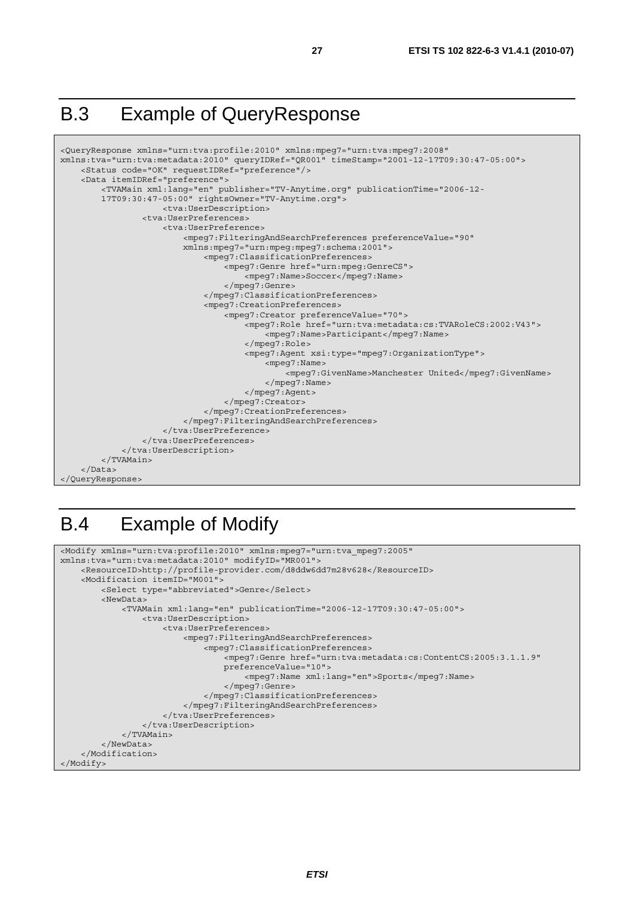# B.3 Example of QueryResponse

```
<QueryResponse xmlns="urn:tva:profile:2010" xmlns:mpeg7="urn:tva:mpeg7:2008"
xmlns:tva="urn:tva:metadata:2010" queryIDRef="QR001" timeStamp="2001-12-17T09:30:47-05:00">
    <Status code="OK" requestIDRef="preference"/>
    <Data itemIDRef="preference">
        <TVAMain xml:lang="en" publisher="TV-Anytime.org" publicationTime="2006-12-
        17T09:30:47-05:00" rightsOwner="TV-Anytime.org">
                    <tva:UserDescription>
                <tva:UserPreferences>
                    <tva:UserPreference>
                        <mpeg7:FilteringAndSearchPreferences preferenceValue="90"
                        xmlns:mpeg7="urn:mpeg:mpeg7:schema:2001">
                            <mpeg7:ClassificationPreferences>
                                <mpeg7:Genre href="urn:mpeg:GenreCS">
                                    <mpeg7:Name>Soccer</mpeg7:Name>
                                </mpeg7:Genre>
                            </mpeg7:ClassificationPreferences>
                            <mpeg7:CreationPreferences>
                                <mpeg7:Creator preferenceValue="70">
                                    <mpeg7:Role href="urn:tva:metadata:cs:TVARoleCS:2002:V43">
                                        <mpeg7:Name>Participant</mpeg7:Name>
                                    </mpeg7:Role>
                                    <mpeg7:Agent xsi:type="mpeg7:OrganizationType">
                                        <mpeg7:Name>
                                            <mpeg7:GivenName>Manchester United</mpeg7:GivenName>
                                        </mpeg7:Name>
                                    </mpeg7:Agent>
                                </mpeg7:Creator>
                            </mpeg7:CreationPreferences>
                        </mpeg7:FilteringAndSearchPreferences>
                    </tva:UserPreference>
                </tva:UserPreferences>
            </tva:UserDescription>
        </TVAMain>
    </Data>
</QueryResponse>
```

# B.4 Example of Modify

```
<Modify xmlns="urn:tva:profile:2010" xmlns:mpeg7="urn:tva_mpeg7:2005"
xmlns:tva="urn:tva:metadata:2010" modifyID="MR001">
    <ResourceID>http://profile-provider.com/d8ddw6dd7m28v628</ResourceID>
    <Modification itemID="M001">
        <Select type="abbreviated">Genre</Select>
        <NewData>
            <TVAMain xml:lang="en" publicationTime="2006-12-17T09:30:47-05:00">
                <tva:UserDescription>
                    <tva:UserPreferences>
                        <mpeg7:FilteringAndSearchPreferences>
                            <mpeg7:ClassificationPreferences>
                                <mpeg7:Genre href="urn:tva:metadata:cs:ContentCS:2005:3.1.1.9"
                                preferenceValue="10">
                                    <mpeg7:Name xml:lang="en">Sports</mpeg7:Name>
                                </mpeg7:Genre>
                            </mpeg7:ClassificationPreferences>
                        </mpeg7:FilteringAndSearchPreferences>
                    </tva:UserPreferences>
                </tva:UserDescription>
            </TVAMain>
        </NewData>
    </Modification>
</Modify>
```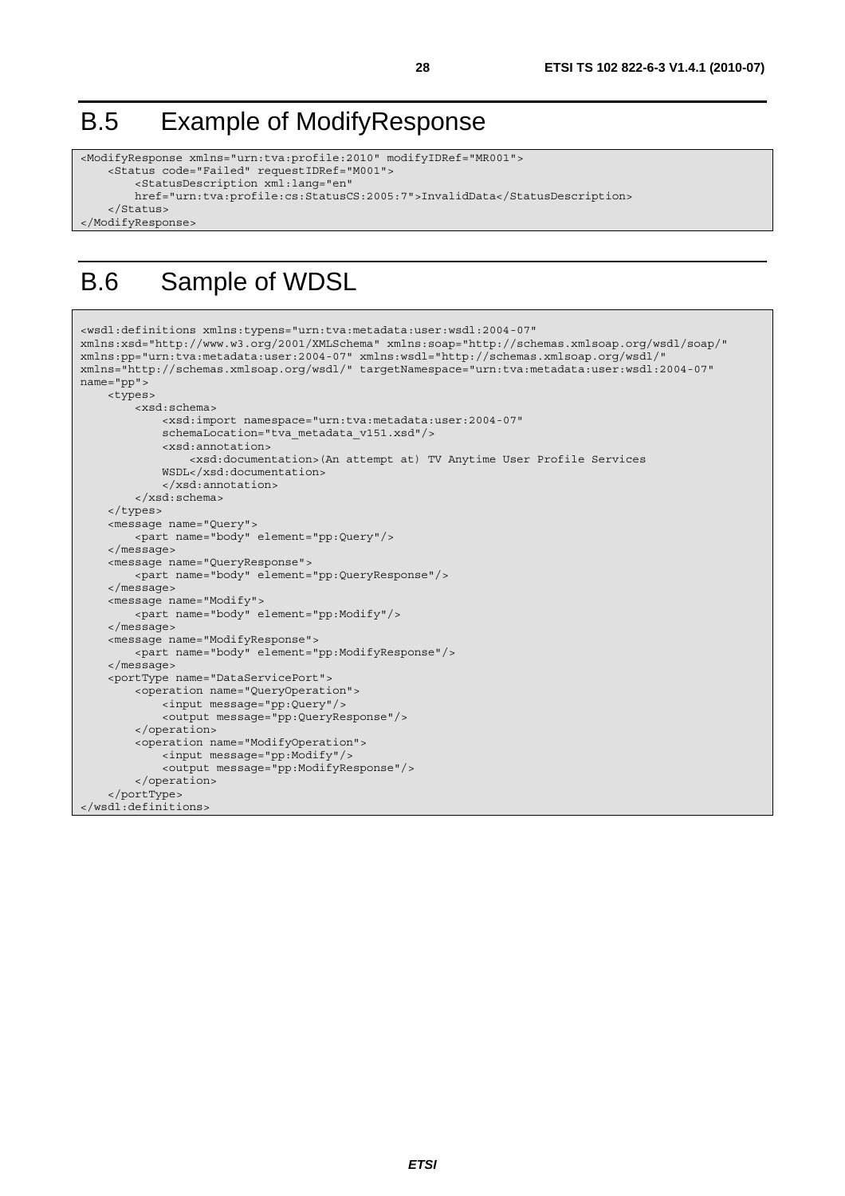# B.5 Example of ModifyResponse

```
<ModifyResponse xmlns="urn:tva:profile:2010" modifyIDRef="MR001">
    <Status code="Failed" requestIDRef="M001">
        <StatusDescription xml:lang="en"
        href="urn:tva:profile:cs:StatusCS:2005:7">InvalidData</StatusDescription>
    </Status>
</ModifyResponse>
```

# B.6 Sample of WDSL

```
<wsdl:definitions xmlns:typens="urn:tva:metadata:user:wsdl:2004-07"
xmlns:xsd="http://www.w3.org/2001/XMLSchema" xmlns:soap="http://schemas.xmlsoap.org/wsdl/soap/"
xmlns:pp="urn:tva:metadata:user:2004-07" xmlns:wsdl="http://schemas.xmlsoap.org/wsdl/"
xmlns="http://schemas.xmlsoap.org/wsdl/" targetNamespace="urn:tva:metadata:user:wsdl:2004-07"
name="pp">
    <types>
        <xsd:schema>
            <xsd:import namespace="urn:tva:metadata:user:2004-07"
            schemaLocation="tva_metadata_v151.xsd"/>
            <xsd:annotation>
                <xsd:documentation>(An attempt at) TV Anytime User Profile Services
            WSDL</xsd:documentation>
            </xsd:annotation>
        </xsd:schema>
    </types>
    <message name="Query">
        <part name="body" element="pp:Query"/>
    </message>
    <message name="QueryResponse">
        <part name="body" element="pp:QueryResponse"/>
    </message>
    <message name="Modify">
        <part name="body" element="pp:Modify"/>
    </message>
    <message name="ModifyResponse">
        <part name="body" element="pp:ModifyResponse"/>
    </message>
    <portType name="DataServicePort">
        <operation name="QueryOperation">
            <input message="pp:Query"/>
            <output message="pp:QueryResponse"/>
        </operation>
        <operation name="ModifyOperation">
            <input message="pp:Modify"/>
            <output message="pp:ModifyResponse"/>
        </operation>
    </portType>
</wsdl:definitions>
```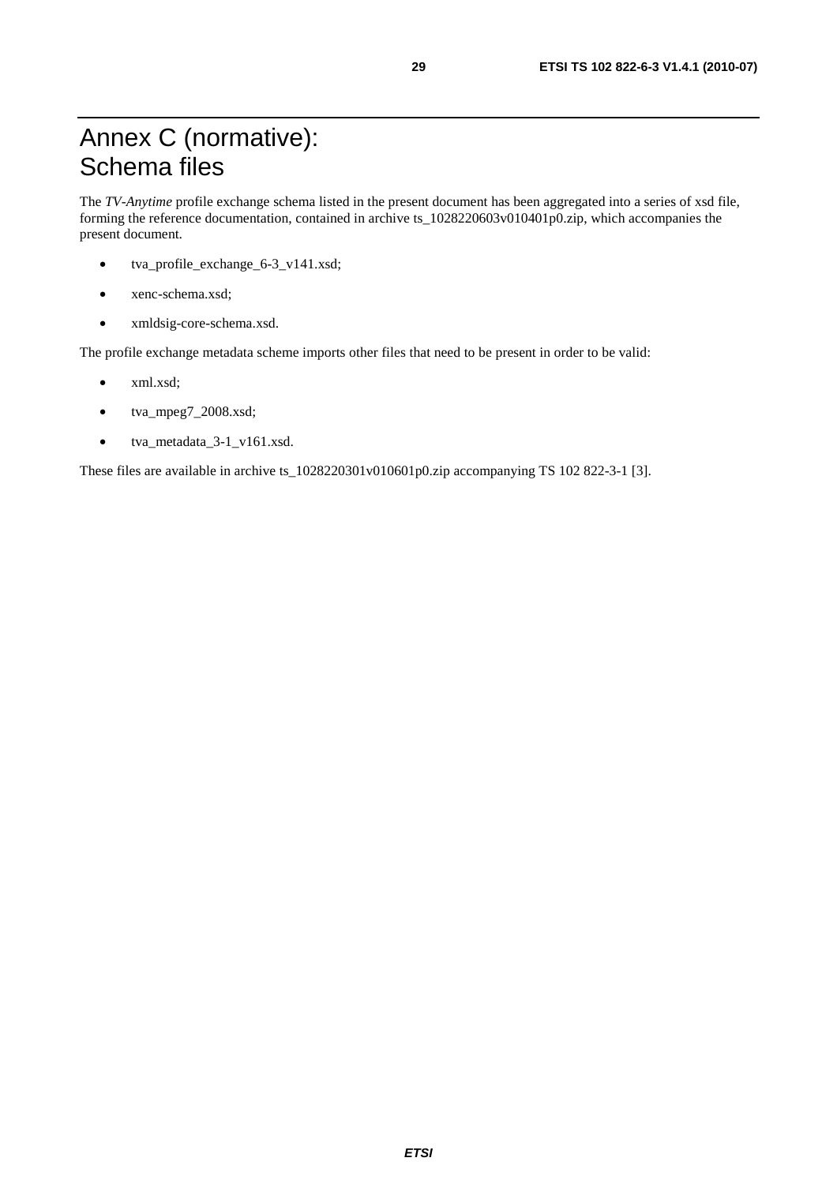# Annex C (normative): Schema files

The *TV-Anytime* profile exchange schema listed in the present document has been aggregated into a series of xsd file, forming the reference documentation, contained in archive ts_1028220603v010401p0.zip, which accompanies the present document.

- tva_profile_exchange_6-3_v141.xsd;
- xenc-schema.xsd;
- xmldsig-core-schema.xsd.

The profile exchange metadata scheme imports other files that need to be present in order to be valid:

- xml.xsd;
- tva_mpeg7_2008.xsd;
- tva_metadata_3-1_v161.xsd.

These files are available in archive ts_1028220301v010601p0.zip accompanying TS 102 822-3-1 [3].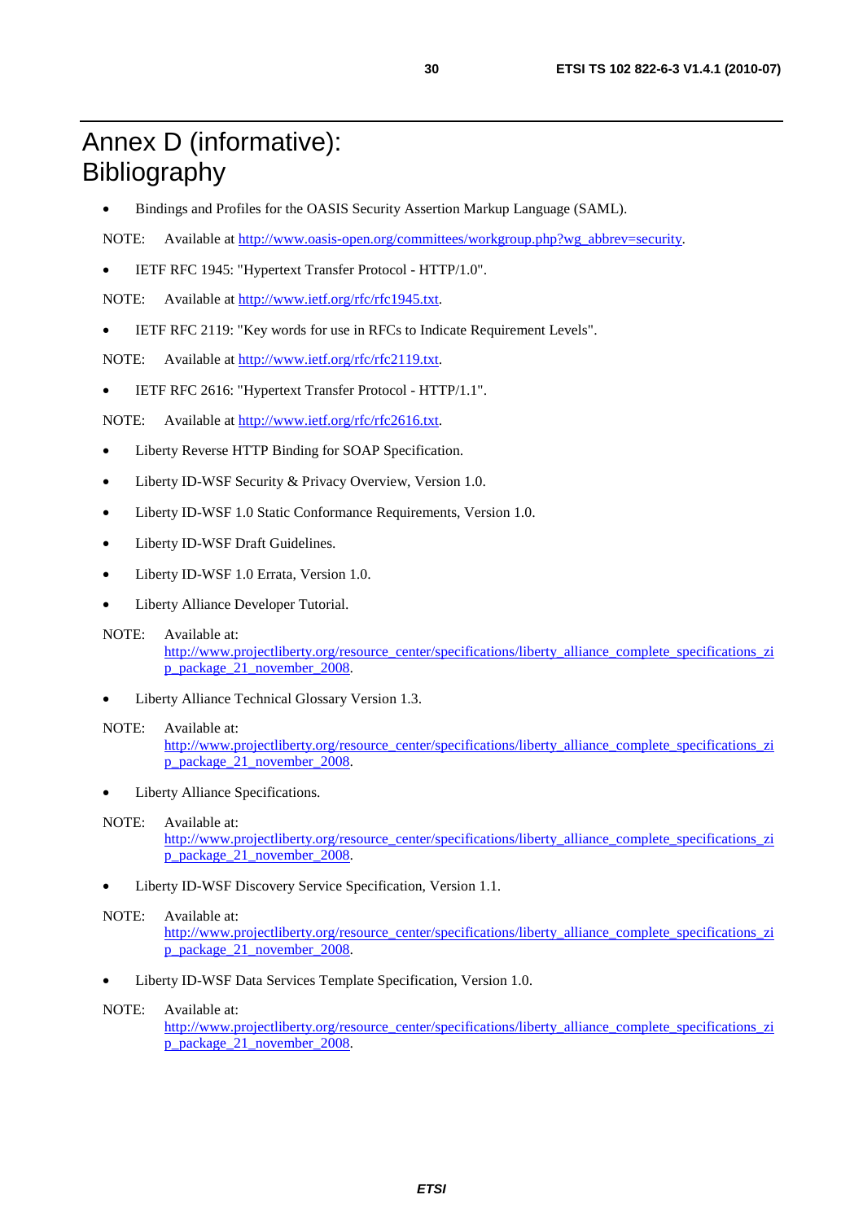# Annex D (informative): Bibliography

- Bindings and Profiles for the OASIS Security Assertion Markup Language (SAML).

NOTE: Available at http://www.oasis-open.org/committees/workgroup.php?wg_abbrev=security.

- IETF RFC 1945: "Hypertext Transfer Protocol - HTTP/1.0".

NOTE: Available at http://www.ietf.org/rfc/rfc1945.txt.

- IETF RFC 2119: "Key words for use in RFCs to Indicate Requirement Levels".

NOTE: Available at http://www.ietf.org/rfc/rfc2119.txt.

- IETF RFC 2616: "Hypertext Transfer Protocol - HTTP/1.1".

NOTE: Available at http://www.ietf.org/rfc/rfc2616.txt.

- Liberty Reverse HTTP Binding for SOAP Specification.
- Liberty ID-WSF Security & Privacy Overview, Version 1.0.
- Liberty ID-WSF 1.0 Static Conformance Requirements, Version 1.0.
- Liberty ID-WSF Draft Guidelines.
- Liberty ID-WSF 1.0 Errata, Version 1.0.
- Liberty Alliance Developer Tutorial.

NOTE: Available at: http://www.projectliberty.org/resource_center/specifications/liberty_alliance_complete_specifications_zip_package_21_november_2008.

- Liberty Alliance Technical Glossary Version 1.3.

NOTE: Available at: http://www.projectliberty.org/resource_center/specifications/liberty_alliance_complete_specifications_zip_package_21_november_2008.

- Liberty Alliance Specifications.

NOTE: Available at: http://www.projectliberty.org/resource_center/specifications/liberty_alliance_complete_specifications_zip_package_21_november_2008.

- Liberty ID-WSF Discovery Service Specification, Version 1.1.

NOTE: Available at: http://www.projectliberty.org/resource_center/specifications/liberty_alliance_complete_specifications_zip_package_21_november_2008.

- Liberty ID-WSF Data Services Template Specification, Version 1.0.

NOTE: Available at: http://www.projectliberty.org/resource_center/specifications/liberty_alliance_complete_specifications_zip_package_21_november_2008.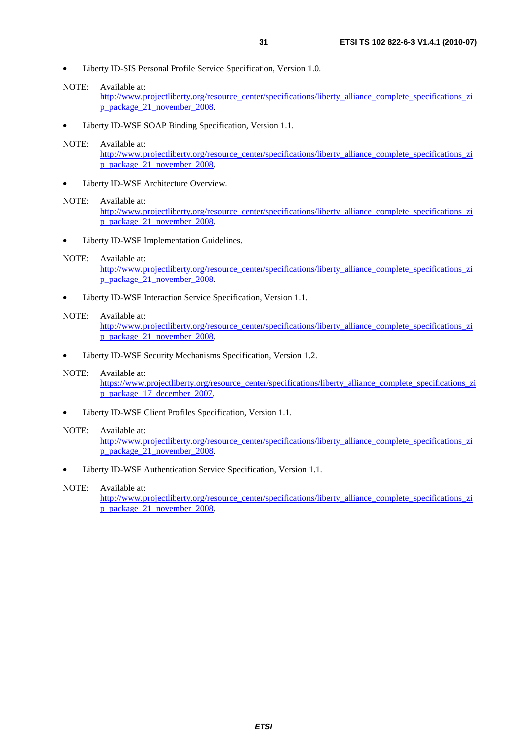- Liberty ID-SIS Personal Profile Service Specification, Version 1.0.

NOTE: Available at: http://www.projectliberty.org/resource_center/specifications/liberty_alliance_complete_specifications_zip_package_21_november_2008.

- Liberty ID-WSF SOAP Binding Specification, Version 1.1.

NOTE: Available at: http://www.projectliberty.org/resource_center/specifications/liberty_alliance_complete_specifications_zip_package_21_november_2008.

- Liberty ID-WSF Architecture Overview.

NOTE: Available at: http://www.projectliberty.org/resource_center/specifications/liberty_alliance_complete_specifications_zip_package_21_november_2008.

- Liberty ID-WSF Implementation Guidelines.

NOTE: Available at: http://www.projectliberty.org/resource_center/specifications/liberty_alliance_complete_specifications_zip_package_21_november_2008.

- Liberty ID-WSF Interaction Service Specification, Version 1.1.

NOTE: Available at: http://www.projectliberty.org/resource_center/specifications/liberty_alliance_complete_specifications_zip_package_21_november_2008.

- Liberty ID-WSF Security Mechanisms Specification, Version 1.2.

NOTE: Available at: https://www.projectliberty.org/resource_center/specifications/liberty_alliance_complete_specifications_zip_package_17_december_2007.

- Liberty ID-WSF Client Profiles Specification, Version 1.1.

NOTE: Available at: http://www.projectliberty.org/resource_center/specifications/liberty_alliance_complete_specifications_zip_package_21_november_2008.

- Liberty ID-WSF Authentication Service Specification, Version 1.1.

NOTE: Available at: http://www.projectliberty.org/resource_center/specifications/liberty_alliance_complete_specifications_zip_package_21_november_2008.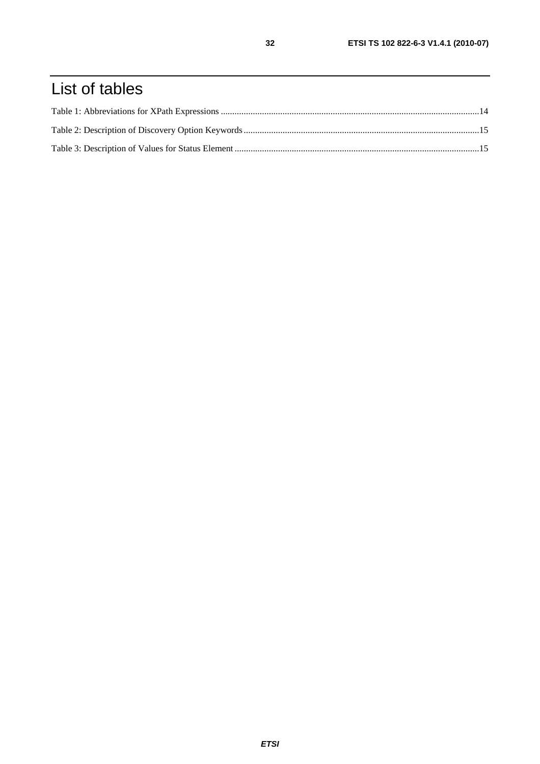# List of tables

Table 1: Abbreviations for XPath Expressions ....................................................................................................................14

Table 2: Description of Discovery Option Keywords.........................................................................................................15

Table 3: Description of Values for Status Element .............................................................................................................15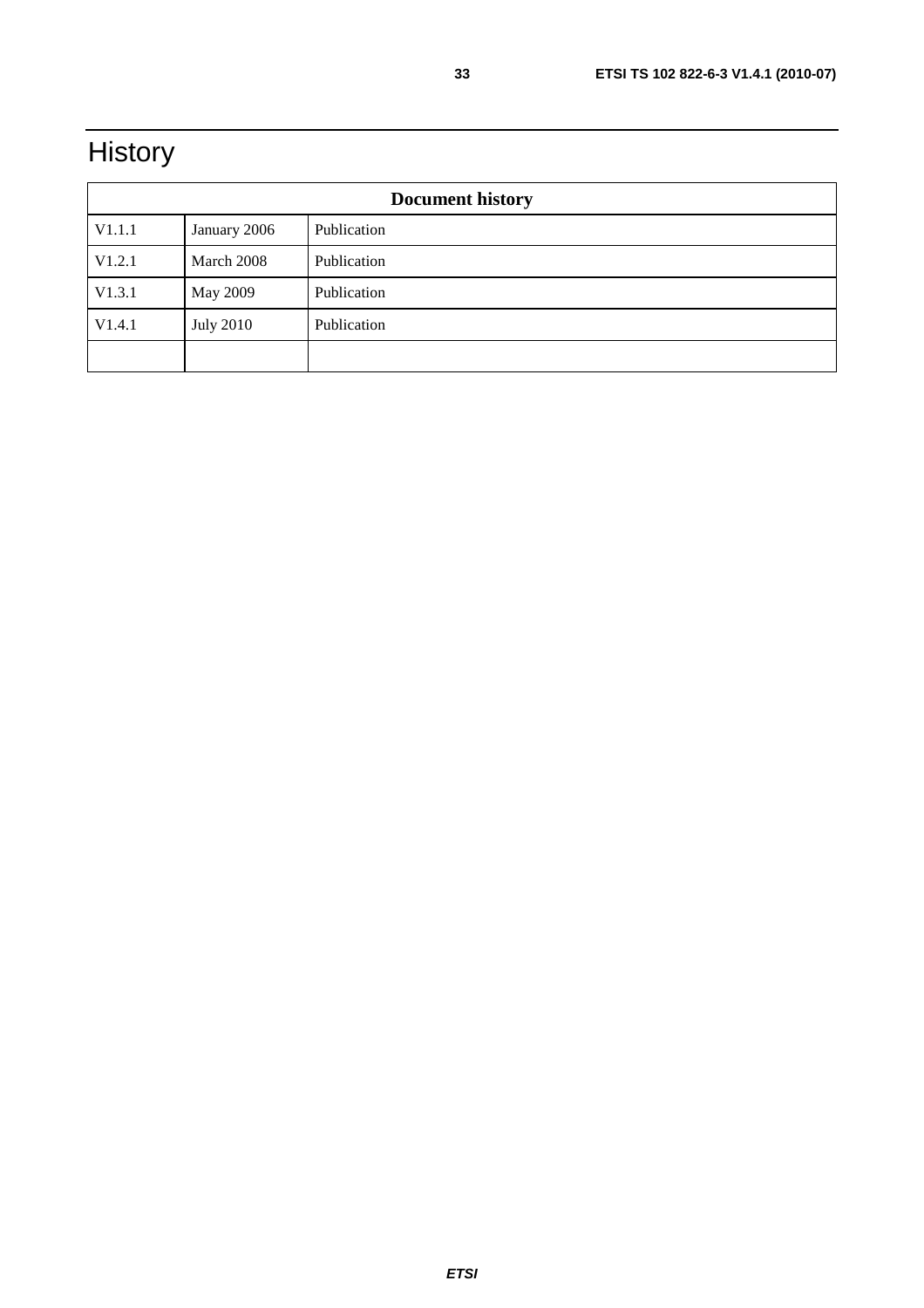# History

| Document history | | |
|---|---|---|
| V1.1.1 | January 2006 | Publication |
| V1.2.1 | March 2008 | Publication |
| V1.3.1 | May 2009 | Publication |
| V1.4.1 | July 2010 | Publication |
| | | |